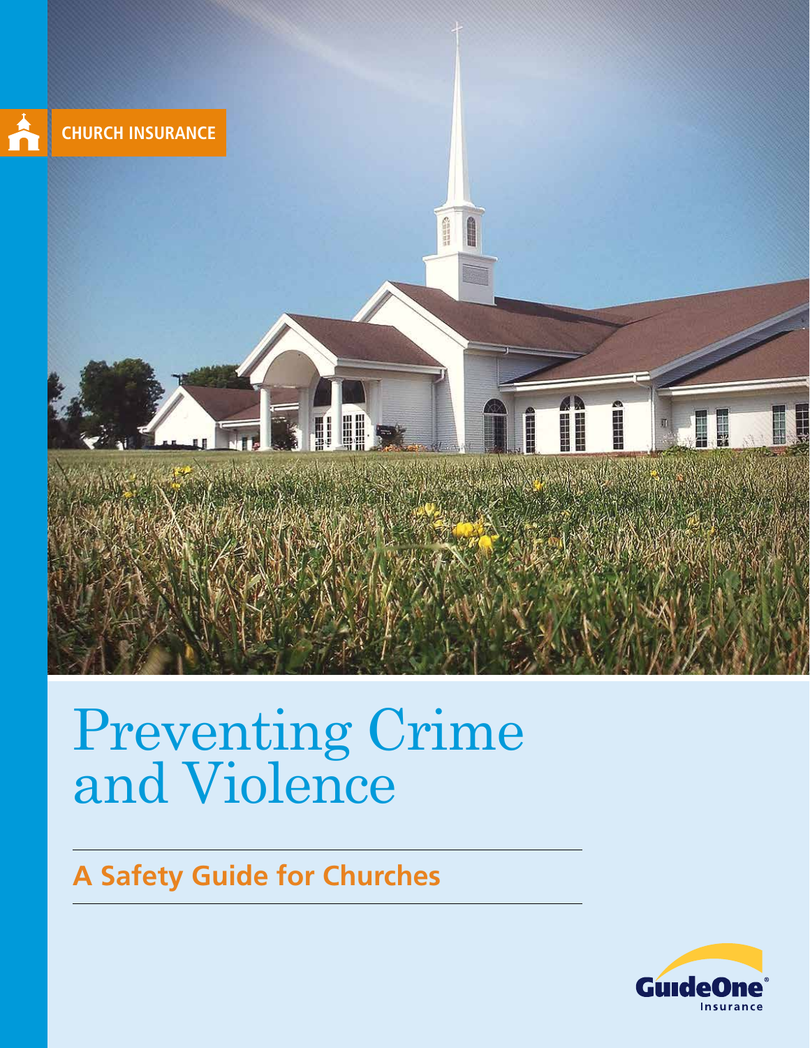CHURCH INSURANCE

# Preventing Crime and Violence

## A Safety Guide for Churches

GuideOne® Insurance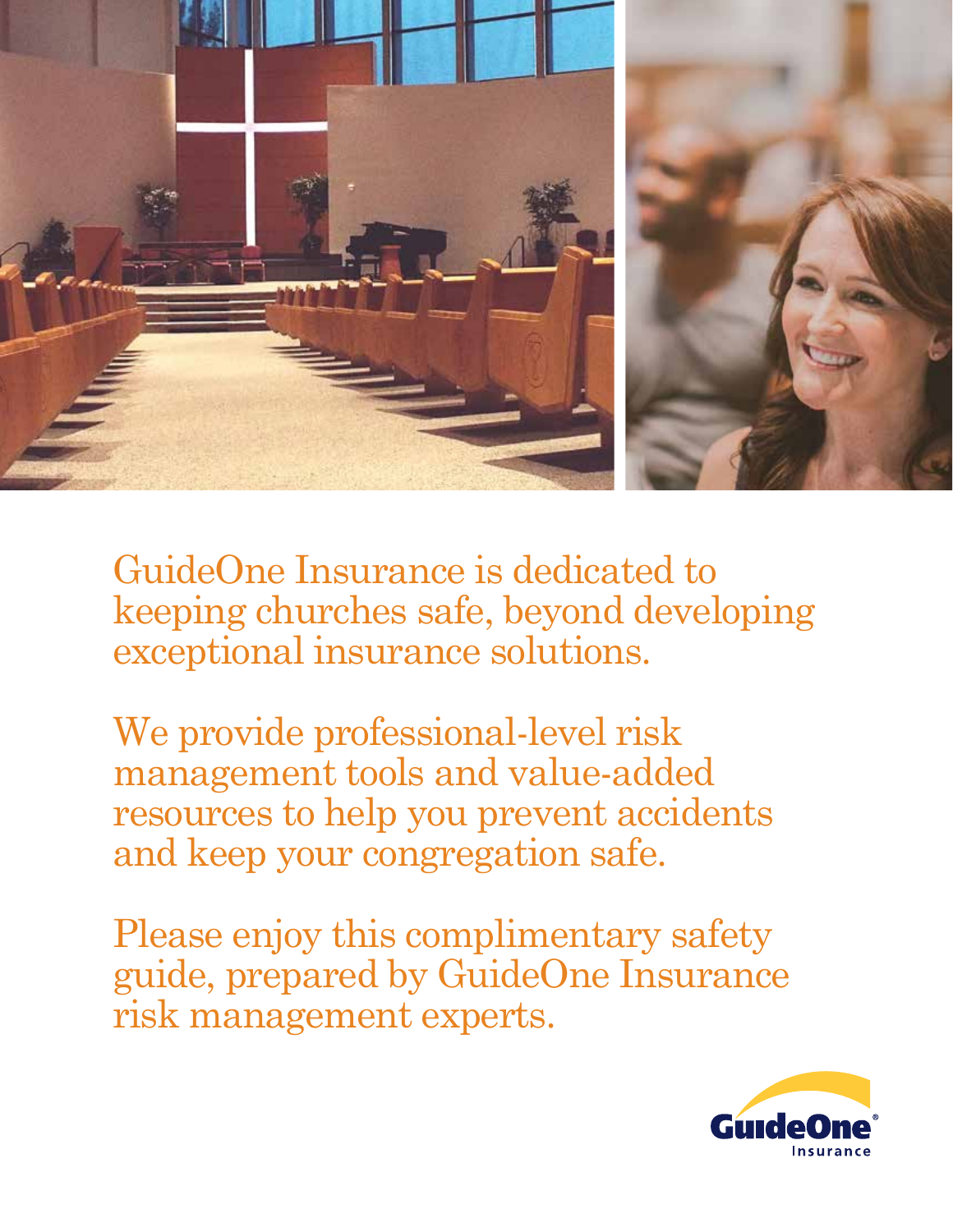GuideOne Insurance is dedicated to keeping churches safe, beyond developing exceptional insurance solutions.

We provide professional-level risk management tools and value-added resources to help you prevent accidents and keep your congregation safe.

Please enjoy this complimentary safety guide, prepared by GuideOne Insurance risk management experts.

GuideOne® Insurance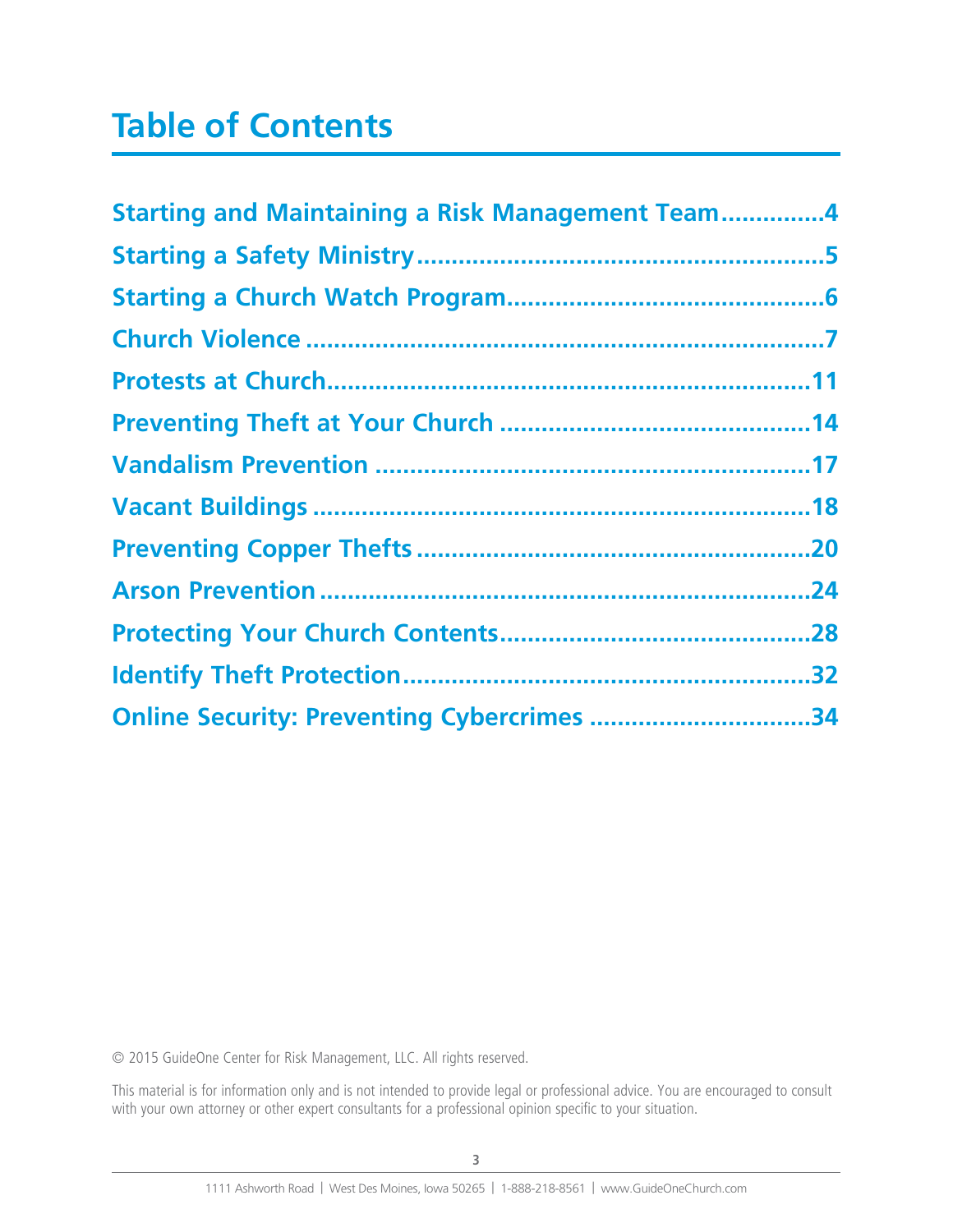# Table of Contents

**Starting and Maintaining a Risk Management Team..............4**

**Starting a Safety Ministry........................................................5**

**Starting a Church Watch Program............................................6**

**Church Violence ..........................................................................7**

**Protests at Church....................................................................11**

**Preventing Theft at Your Church ............................................14**

**Vandalism Prevention ..............................................................17**

**Vacant Buildings ......................................................................18**

**Preventing Copper Thefts ........................................................20**

**Arson Prevention ......................................................................24**

**Protecting Your Church Contents............................................28**

**Identify Theft Protection..........................................................32**

**Online Security: Preventing Cybercrimes ...............................34**

© 2015 GuideOne Center for Risk Management, LLC. All rights reserved.

This material is for information only and is not intended to provide legal or professional advice. You are encouraged to consult with your own attorney or other expert consultants for a professional opinion specific to your situation.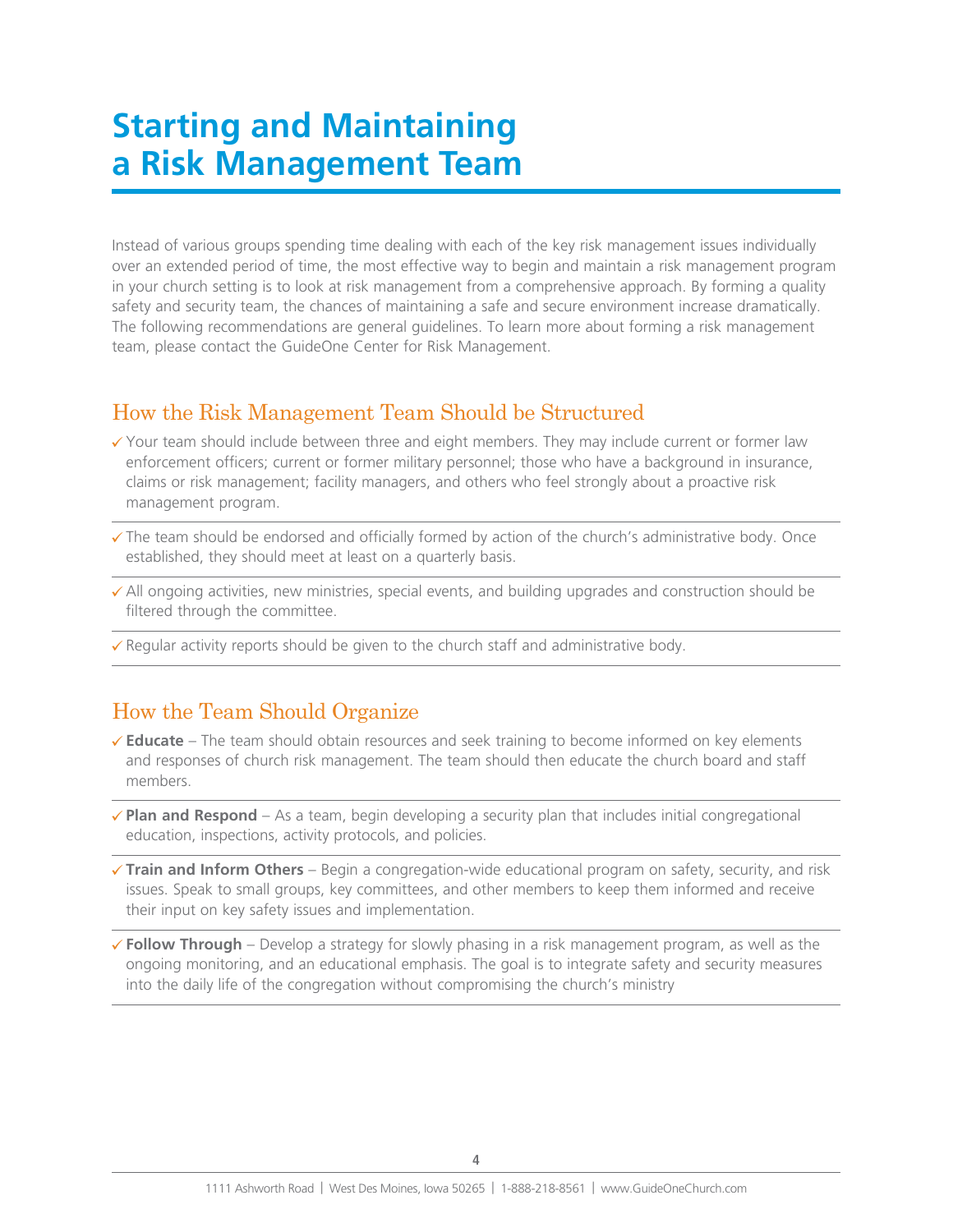# Starting and Maintaining a Risk Management Team

Instead of various groups spending time dealing with each of the key risk management issues individually over an extended period of time, the most effective way to begin and maintain a risk management program in your church setting is to look at risk management from a comprehensive approach. By forming a quality safety and security team, the chances of maintaining a safe and secure environment increase dramatically. The following recommendations are general guidelines. To learn more about forming a risk management team, please contact the GuideOne Center for Risk Management.

## How the Risk Management Team Should be Structured

- ✓ Your team should include between three and eight members. They may include current or former law enforcement officers; current or former military personnel; those who have a background in insurance, claims or risk management; facility managers, and others who feel strongly about a proactive risk management program.
- ✓ The team should be endorsed and officially formed by action of the church's administrative body. Once established, they should meet at least on a quarterly basis.
- ✓ All ongoing activities, new ministries, special events, and building upgrades and construction should be filtered through the committee.
- ✓ Regular activity reports should be given to the church staff and administrative body.

## How the Team Should Organize

- ✓ **Educate** – The team should obtain resources and seek training to become informed on key elements and responses of church risk management. The team should then educate the church board and staff members.
- ✓ **Plan and Respond** – As a team, begin developing a security plan that includes initial congregational education, inspections, activity protocols, and policies.
- ✓ **Train and Inform Others** – Begin a congregation-wide educational program on safety, security, and risk issues. Speak to small groups, key committees, and other members to keep them informed and receive their input on key safety issues and implementation.
- ✓ **Follow Through** – Develop a strategy for slowly phasing in a risk management program, as well as the ongoing monitoring, and an educational emphasis. The goal is to integrate safety and security measures into the daily life of the congregation without compromising the church's ministry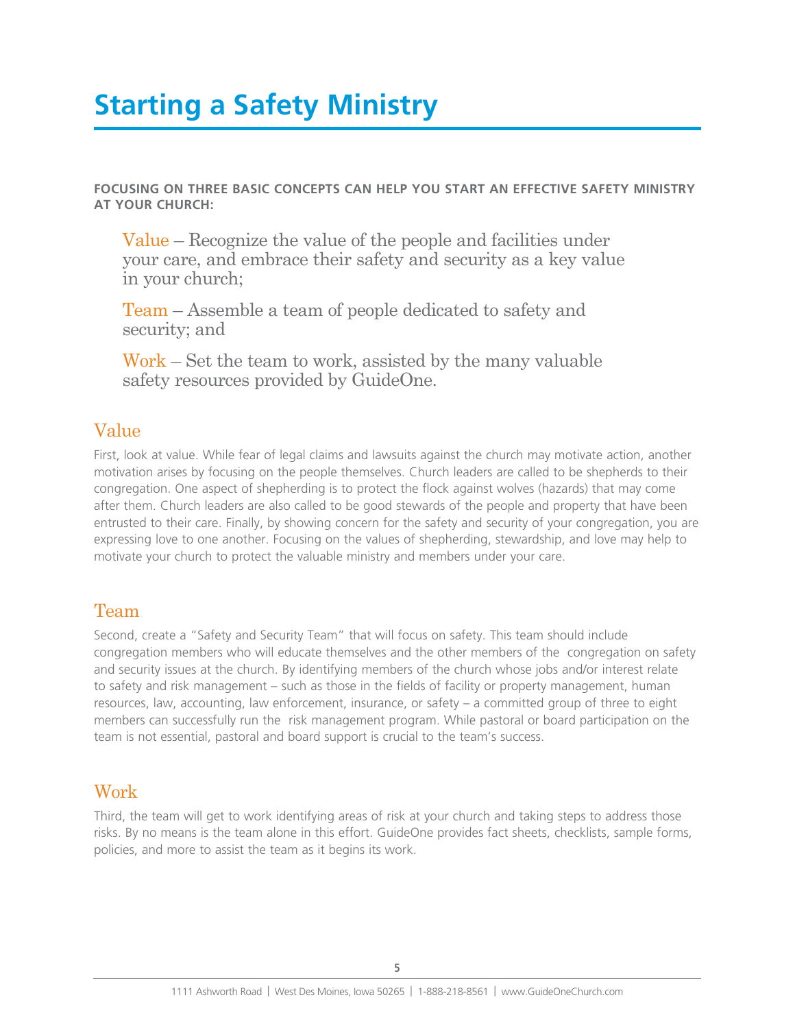# Starting a Safety Ministry

**FOCUSING ON THREE BASIC CONCEPTS CAN HELP YOU START AN EFFECTIVE SAFETY MINISTRY AT YOUR CHURCH:**

Value – Recognize the value of the people and facilities under your care, and embrace their safety and security as a key value in your church;

Team – Assemble a team of people dedicated to safety and security; and

Work – Set the team to work, assisted by the many valuable safety resources provided by GuideOne.

## Value

First, look at value. While fear of legal claims and lawsuits against the church may motivate action, another motivation arises by focusing on the people themselves. Church leaders are called to be shepherds to their congregation. One aspect of shepherding is to protect the flock against wolves (hazards) that may come after them. Church leaders are also called to be good stewards of the people and property that have been entrusted to their care. Finally, by showing concern for the safety and security of your congregation, you are expressing love to one another. Focusing on the values of shepherding, stewardship, and love may help to motivate your church to protect the valuable ministry and members under your care.

## Team

Second, create a "Safety and Security Team" that will focus on safety. This team should include congregation members who will educate themselves and the other members of the congregation on safety and security issues at the church. By identifying members of the church whose jobs and/or interest relate to safety and risk management – such as those in the fields of facility or property management, human resources, law, accounting, law enforcement, insurance, or safety – a committed group of three to eight members can successfully run the risk management program. While pastoral or board participation on the team is not essential, pastoral and board support is crucial to the team's success.

## Work

Third, the team will get to work identifying areas of risk at your church and taking steps to address those risks. By no means is the team alone in this effort. GuideOne provides fact sheets, checklists, sample forms, policies, and more to assist the team as it begins its work.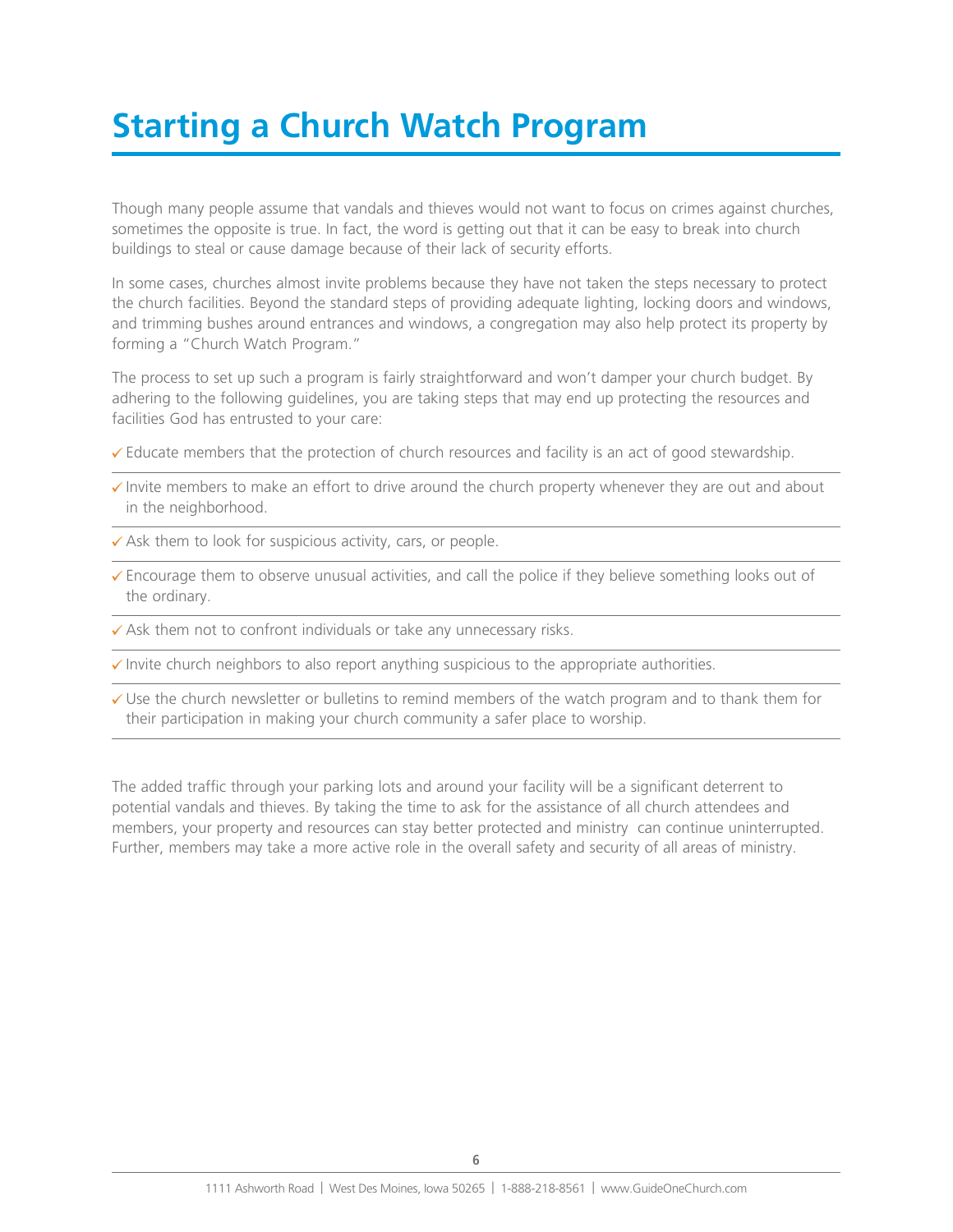# Starting a Church Watch Program

Though many people assume that vandals and thieves would not want to focus on crimes against churches, sometimes the opposite is true. In fact, the word is getting out that it can be easy to break into church buildings to steal or cause damage because of their lack of security efforts.

In some cases, churches almost invite problems because they have not taken the steps necessary to protect the church facilities. Beyond the standard steps of providing adequate lighting, locking doors and windows, and trimming bushes around entrances and windows, a congregation may also help protect its property by forming a "Church Watch Program."

The process to set up such a program is fairly straightforward and won't damper your church budget. By adhering to the following guidelines, you are taking steps that may end up protecting the resources and facilities God has entrusted to your care:

- ✓ Educate members that the protection of church resources and facility is an act of good stewardship.
- ✓ Invite members to make an effort to drive around the church property whenever they are out and about in the neighborhood.
- ✓ Ask them to look for suspicious activity, cars, or people.
- ✓ Encourage them to observe unusual activities, and call the police if they believe something looks out of the ordinary.
- ✓ Ask them not to confront individuals or take any unnecessary risks.
- ✓ Invite church neighbors to also report anything suspicious to the appropriate authorities.
- ✓ Use the church newsletter or bulletins to remind members of the watch program and to thank them for their participation in making your church community a safer place to worship.

The added traffic through your parking lots and around your facility will be a significant deterrent to potential vandals and thieves. By taking the time to ask for the assistance of all church attendees and members, your property and resources can stay better protected and ministry can continue uninterrupted. Further, members may take a more active role in the overall safety and security of all areas of ministry.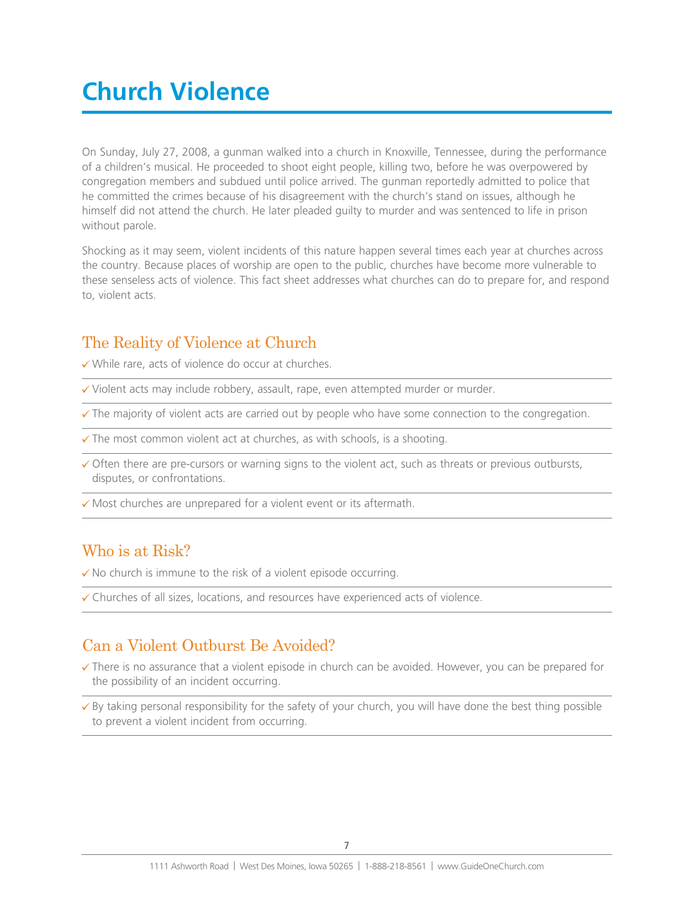# Church Violence

On Sunday, July 27, 2008, a gunman walked into a church in Knoxville, Tennessee, during the performance of a children's musical. He proceeded to shoot eight people, killing two, before he was overpowered by congregation members and subdued until police arrived. The gunman reportedly admitted to police that he committed the crimes because of his disagreement with the church's stand on issues, although he himself did not attend the church. He later pleaded guilty to murder and was sentenced to life in prison without parole.

Shocking as it may seem, violent incidents of this nature happen several times each year at churches across the country. Because places of worship are open to the public, churches have become more vulnerable to these senseless acts of violence. This fact sheet addresses what churches can do to prepare for, and respond to, violent acts.

## The Reality of Violence at Church

- ✓ While rare, acts of violence do occur at churches.
- ✓ Violent acts may include robbery, assault, rape, even attempted murder or murder.
- ✓ The majority of violent acts are carried out by people who have some connection to the congregation.
- ✓ The most common violent act at churches, as with schools, is a shooting.
- ✓ Often there are pre-cursors or warning signs to the violent act, such as threats or previous outbursts, disputes, or confrontations.
- ✓ Most churches are unprepared for a violent event or its aftermath.

## Who is at Risk?

- ✓ No church is immune to the risk of a violent episode occurring.
- ✓ Churches of all sizes, locations, and resources have experienced acts of violence.

## Can a Violent Outburst Be Avoided?

- ✓ There is no assurance that a violent episode in church can be avoided. However, you can be prepared for the possibility of an incident occurring.
- ✓ By taking personal responsibility for the safety of your church, you will have done the best thing possible to prevent a violent incident from occurring.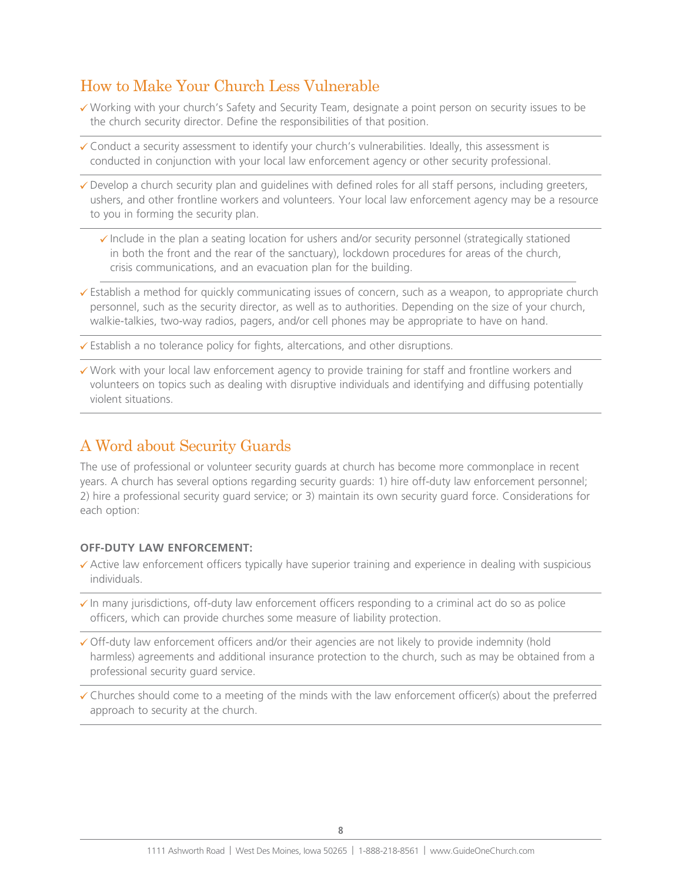## How to Make Your Church Less Vulnerable

- ✓ Working with your church's Safety and Security Team, designate a point person on security issues to be the church security director. Define the responsibilities of that position.
- ✓ Conduct a security assessment to identify your church's vulnerabilities. Ideally, this assessment is conducted in conjunction with your local law enforcement agency or other security professional.
- ✓ Develop a church security plan and guidelines with defined roles for all staff persons, including greeters, ushers, and other frontline workers and volunteers. Your local law enforcement agency may be a resource to you in forming the security plan.
    - ✓ Include in the plan a seating location for ushers and/or security personnel (strategically stationed in both the front and the rear of the sanctuary), lockdown procedures for areas of the church, crisis communications, and an evacuation plan for the building.
- ✓ Establish a method for quickly communicating issues of concern, such as a weapon, to appropriate church personnel, such as the security director, as well as to authorities. Depending on the size of your church, walkie-talkies, two-way radios, pagers, and/or cell phones may be appropriate to have on hand.
- ✓ Establish a no tolerance policy for fights, altercations, and other disruptions.
- ✓ Work with your local law enforcement agency to provide training for staff and frontline workers and volunteers on topics such as dealing with disruptive individuals and identifying and diffusing potentially violent situations.

## A Word about Security Guards

The use of professional or volunteer security guards at church has become more commonplace in recent years. A church has several options regarding security guards: 1) hire off-duty law enforcement personnel; 2) hire a professional security guard service; or 3) maintain its own security guard force. Considerations for each option:

**OFF-DUTY LAW ENFORCEMENT:**

- ✓ Active law enforcement officers typically have superior training and experience in dealing with suspicious individuals.
- ✓ In many jurisdictions, off-duty law enforcement officers responding to a criminal act do so as police officers, which can provide churches some measure of liability protection.
- ✓ Off-duty law enforcement officers and/or their agencies are not likely to provide indemnity (hold harmless) agreements and additional insurance protection to the church, such as may be obtained from a professional security guard service.
- ✓ Churches should come to a meeting of the minds with the law enforcement officer(s) about the preferred approach to security at the church.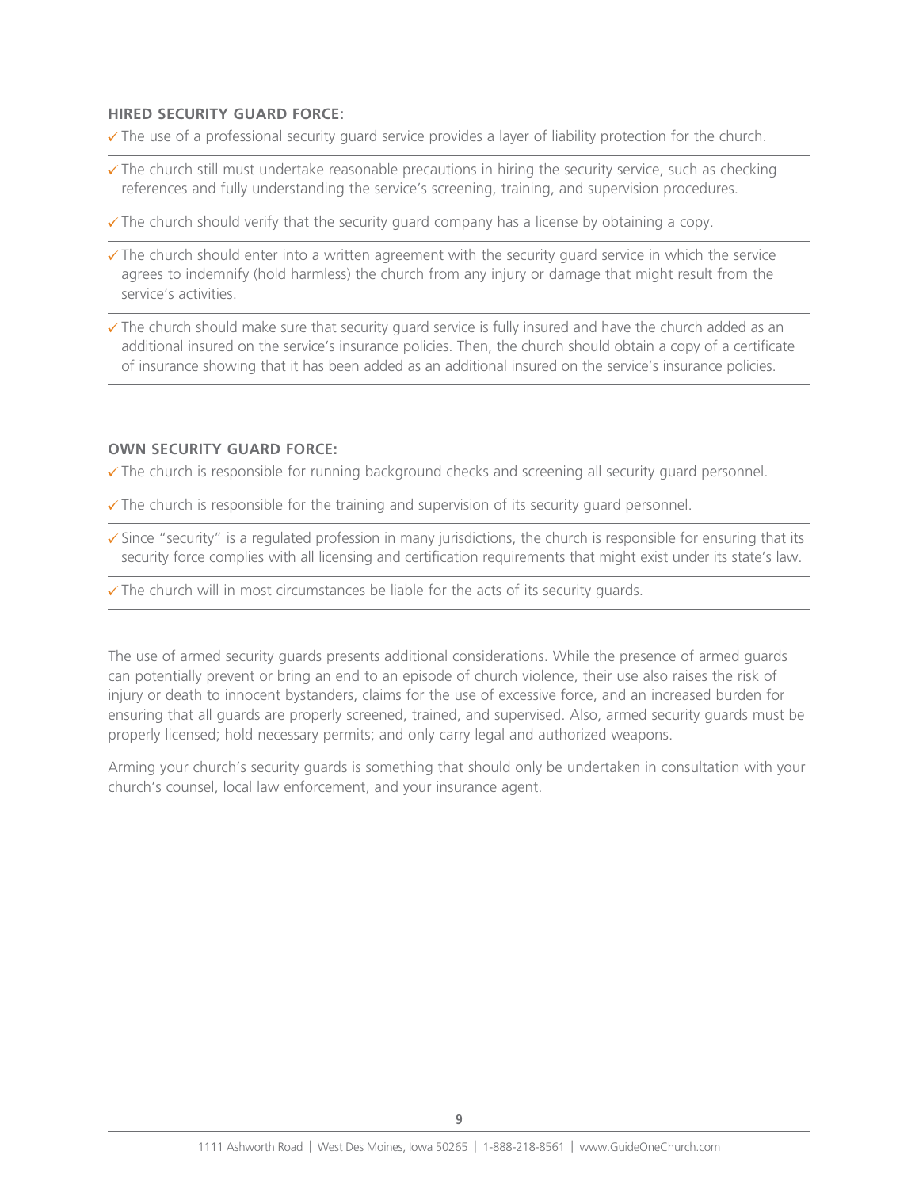**HIRED SECURITY GUARD FORCE:**

- ✓ The use of a professional security guard service provides a layer of liability protection for the church.
- ✓ The church still must undertake reasonable precautions in hiring the security service, such as checking references and fully understanding the service's screening, training, and supervision procedures.
- ✓ The church should verify that the security guard company has a license by obtaining a copy.
- ✓ The church should enter into a written agreement with the security guard service in which the service agrees to indemnify (hold harmless) the church from any injury or damage that might result from the service's activities.
- ✓ The church should make sure that security guard service is fully insured and have the church added as an additional insured on the service's insurance policies. Then, the church should obtain a copy of a certificate of insurance showing that it has been added as an additional insured on the service's insurance policies.

**OWN SECURITY GUARD FORCE:**

- ✓ The church is responsible for running background checks and screening all security guard personnel.
- ✓ The church is responsible for the training and supervision of its security guard personnel.
- ✓ Since "security" is a regulated profession in many jurisdictions, the church is responsible for ensuring that its security force complies with all licensing and certification requirements that might exist under its state's law.
- ✓ The church will in most circumstances be liable for the acts of its security guards.

The use of armed security guards presents additional considerations. While the presence of armed guards can potentially prevent or bring an end to an episode of church violence, their use also raises the risk of injury or death to innocent bystanders, claims for the use of excessive force, and an increased burden for ensuring that all guards are properly screened, trained, and supervised. Also, armed security guards must be properly licensed; hold necessary permits; and only carry legal and authorized weapons.

Arming your church's security guards is something that should only be undertaken in consultation with your church's counsel, local law enforcement, and your insurance agent.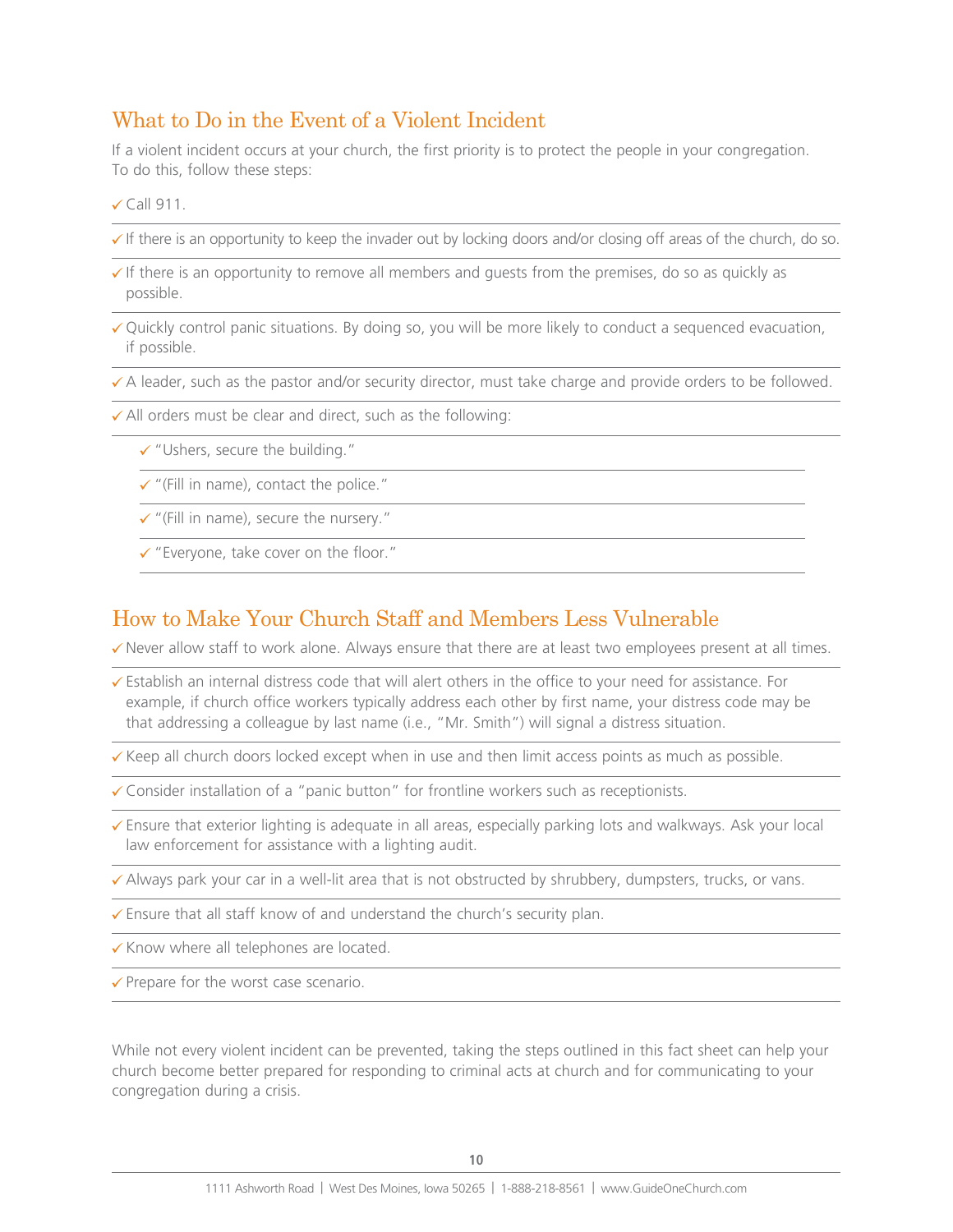## What to Do in the Event of a Violent Incident

If a violent incident occurs at your church, the first priority is to protect the people in your congregation. To do this, follow these steps:

- ✓ Call 911.
- ✓ If there is an opportunity to keep the invader out by locking doors and/or closing off areas of the church, do so.
- ✓ If there is an opportunity to remove all members and guests from the premises, do so as quickly as possible.
- ✓ Quickly control panic situations. By doing so, you will be more likely to conduct a sequenced evacuation, if possible.
- ✓ A leader, such as the pastor and/or security director, must take charge and provide orders to be followed.
- ✓ All orders must be clear and direct, such as the following:
  - ✓ "Ushers, secure the building."
  - ✓ "(Fill in name), contact the police."
  - ✓ "(Fill in name), secure the nursery."
  - ✓ "Everyone, take cover on the floor."

## How to Make Your Church Staff and Members Less Vulnerable

- ✓ Never allow staff to work alone. Always ensure that there are at least two employees present at all times.
- ✓ Establish an internal distress code that will alert others in the office to your need for assistance. For example, if church office workers typically address each other by first name, your distress code may be that addressing a colleague by last name (i.e., "Mr. Smith") will signal a distress situation.
- ✓ Keep all church doors locked except when in use and then limit access points as much as possible.
- ✓ Consider installation of a "panic button" for frontline workers such as receptionists.
- ✓ Ensure that exterior lighting is adequate in all areas, especially parking lots and walkways. Ask your local law enforcement for assistance with a lighting audit.
- ✓ Always park your car in a well-lit area that is not obstructed by shrubbery, dumpsters, trucks, or vans.
- ✓ Ensure that all staff know of and understand the church's security plan.
- ✓ Know where all telephones are located.
- ✓ Prepare for the worst case scenario.

While not every violent incident can be prevented, taking the steps outlined in this fact sheet can help your church become better prepared for responding to criminal acts at church and for communicating to your congregation during a crisis.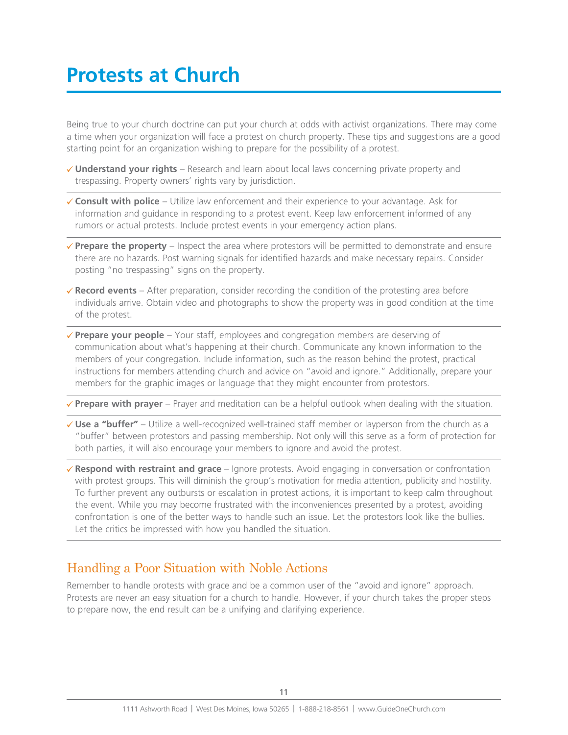# Protests at Church

Being true to your church doctrine can put your church at odds with activist organizations. There may come a time when your organization will face a protest on church property. These tips and suggestions are a good starting point for an organization wishing to prepare for the possibility of a protest.

- ✓ **Understand your rights** – Research and learn about local laws concerning private property and trespassing. Property owners' rights vary by jurisdiction.
- ✓ **Consult with police** – Utilize law enforcement and their experience to your advantage. Ask for information and guidance in responding to a protest event. Keep law enforcement informed of any rumors or actual protests. Include protest events in your emergency action plans.
- ✓ **Prepare the property** – Inspect the area where protestors will be permitted to demonstrate and ensure there are no hazards. Post warning signals for identified hazards and make necessary repairs. Consider posting "no trespassing" signs on the property.
- ✓ **Record events** – After preparation, consider recording the condition of the protesting area before individuals arrive. Obtain video and photographs to show the property was in good condition at the time of the protest.
- ✓ **Prepare your people** – Your staff, employees and congregation members are deserving of communication about what's happening at their church. Communicate any known information to the members of your congregation. Include information, such as the reason behind the protest, practical instructions for members attending church and advice on "avoid and ignore." Additionally, prepare your members for the graphic images or language that they might encounter from protestors.
- ✓ **Prepare with prayer** – Prayer and meditation can be a helpful outlook when dealing with the situation.
- ✓ **Use a "buffer"** – Utilize a well-recognized well-trained staff member or layperson from the church as a "buffer" between protestors and passing membership. Not only will this serve as a form of protection for both parties, it will also encourage your members to ignore and avoid the protest.
- ✓ **Respond with restraint and grace** – Ignore protests. Avoid engaging in conversation or confrontation with protest groups. This will diminish the group's motivation for media attention, publicity and hostility. To further prevent any outbursts or escalation in protest actions, it is important to keep calm throughout the event. While you may become frustrated with the inconveniences presented by a protest, avoiding confrontation is one of the better ways to handle such an issue. Let the protestors look like the bullies. Let the critics be impressed with how you handled the situation.

## Handling a Poor Situation with Noble Actions

Remember to handle protests with grace and be a common user of the "avoid and ignore" approach. Protests are never an easy situation for a church to handle. However, if your church takes the proper steps to prepare now, the end result can be a unifying and clarifying experience.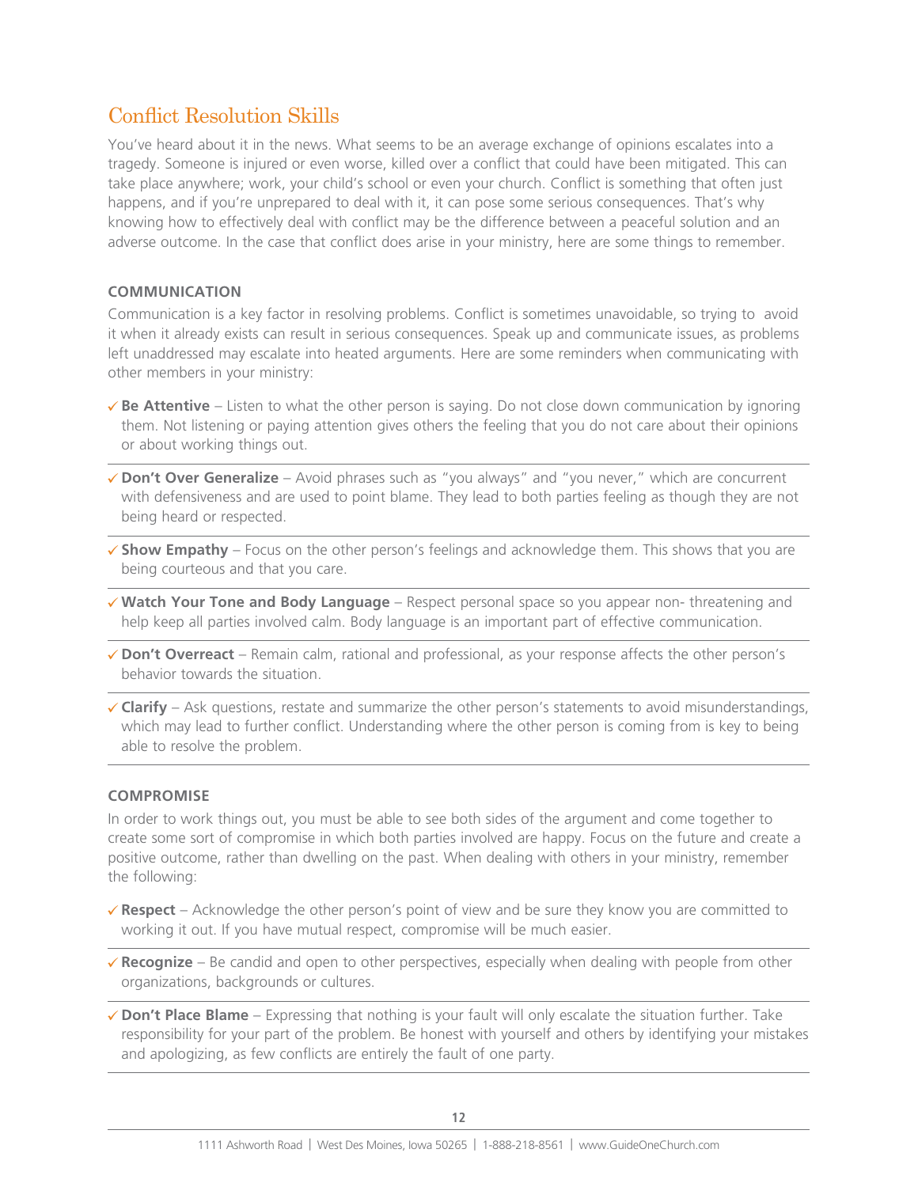## Conflict Resolution Skills

You've heard about it in the news. What seems to be an average exchange of opinions escalates into a tragedy. Someone is injured or even worse, killed over a conflict that could have been mitigated. This can take place anywhere; work, your child's school or even your church. Conflict is something that often just happens, and if you're unprepared to deal with it, it can pose some serious consequences. That's why knowing how to effectively deal with conflict may be the difference between a peaceful solution and an adverse outcome. In the case that conflict does arise in your ministry, here are some things to remember.

### COMMUNICATION

Communication is a key factor in resolving problems. Conflict is sometimes unavoidable, so trying to avoid it when it already exists can result in serious consequences. Speak up and communicate issues, as problems left unaddressed may escalate into heated arguments. Here are some reminders when communicating with other members in your ministry:

- ✓ **Be Attentive** – Listen to what the other person is saying. Do not close down communication by ignoring them. Not listening or paying attention gives others the feeling that you do not care about their opinions or about working things out.
- ✓ **Don't Over Generalize** – Avoid phrases such as "you always" and "you never," which are concurrent with defensiveness and are used to point blame. They lead to both parties feeling as though they are not being heard or respected.
- ✓ **Show Empathy** – Focus on the other person's feelings and acknowledge them. This shows that you are being courteous and that you care.
- ✓ **Watch Your Tone and Body Language** – Respect personal space so you appear non- threatening and help keep all parties involved calm. Body language is an important part of effective communication.
- ✓ **Don't Overreact** – Remain calm, rational and professional, as your response affects the other person's behavior towards the situation.
- ✓ **Clarify** – Ask questions, restate and summarize the other person's statements to avoid misunderstandings, which may lead to further conflict. Understanding where the other person is coming from is key to being able to resolve the problem.

### COMPROMISE

In order to work things out, you must be able to see both sides of the argument and come together to create some sort of compromise in which both parties involved are happy. Focus on the future and create a positive outcome, rather than dwelling on the past. When dealing with others in your ministry, remember the following:

- ✓ **Respect** – Acknowledge the other person's point of view and be sure they know you are committed to working it out. If you have mutual respect, compromise will be much easier.
- ✓ **Recognize** – Be candid and open to other perspectives, especially when dealing with people from other organizations, backgrounds or cultures.
- ✓ **Don't Place Blame** – Expressing that nothing is your fault will only escalate the situation further. Take responsibility for your part of the problem. Be honest with yourself and others by identifying your mistakes and apologizing, as few conflicts are entirely the fault of one party.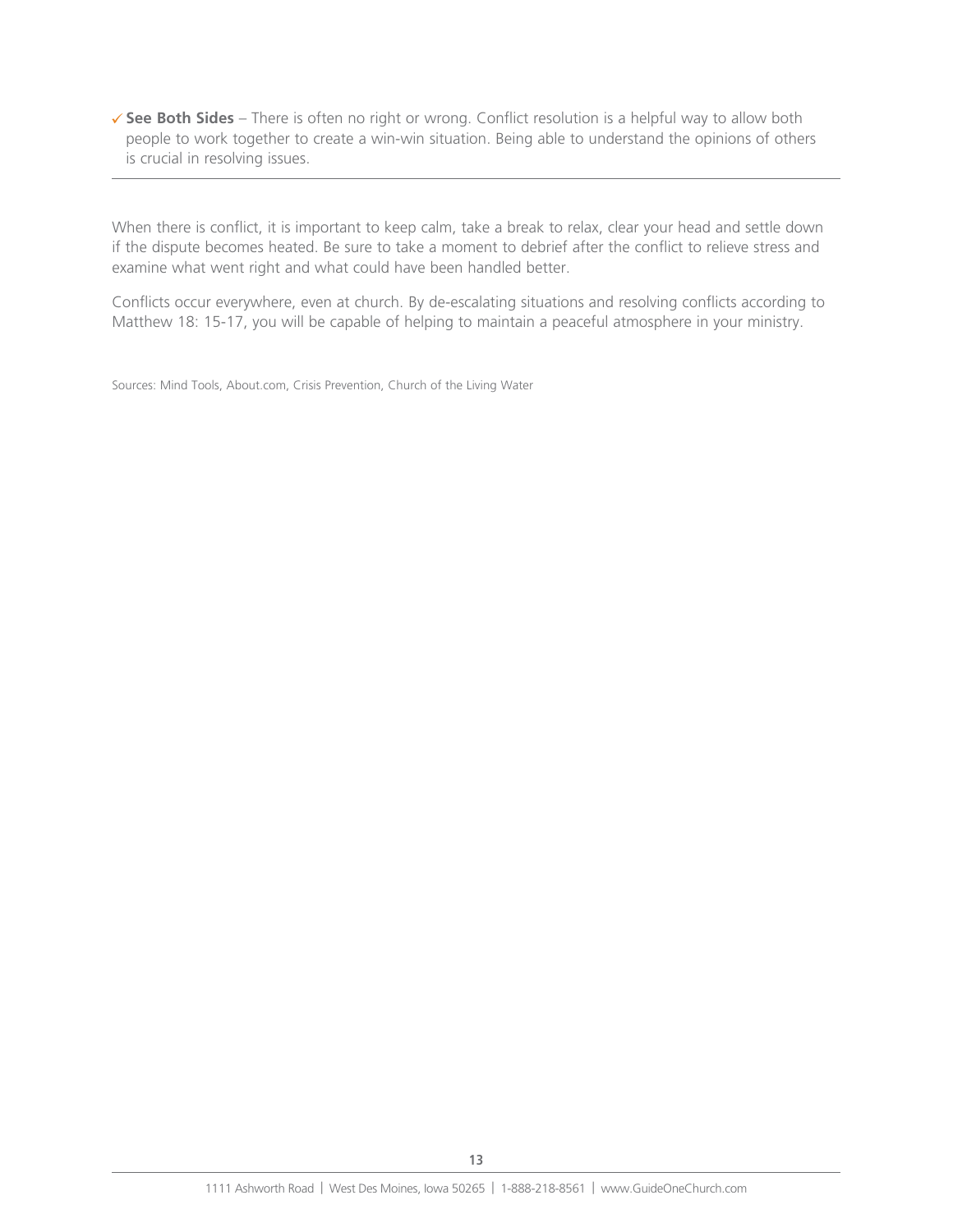- ✓ **See Both Sides** – There is often no right or wrong. Conflict resolution is a helpful way to allow both people to work together to create a win-win situation. Being able to understand the opinions of others is crucial in resolving issues.

---

When there is conflict, it is important to keep calm, take a break to relax, clear your head and settle down if the dispute becomes heated. Be sure to take a moment to debrief after the conflict to relieve stress and examine what went right and what could have been handled better.

Conflicts occur everywhere, even at church. By de-escalating situations and resolving conflicts according to Matthew 18: 15-17, you will be capable of helping to maintain a peaceful atmosphere in your ministry.

Sources: Mind Tools, About.com, Crisis Prevention, Church of the Living Water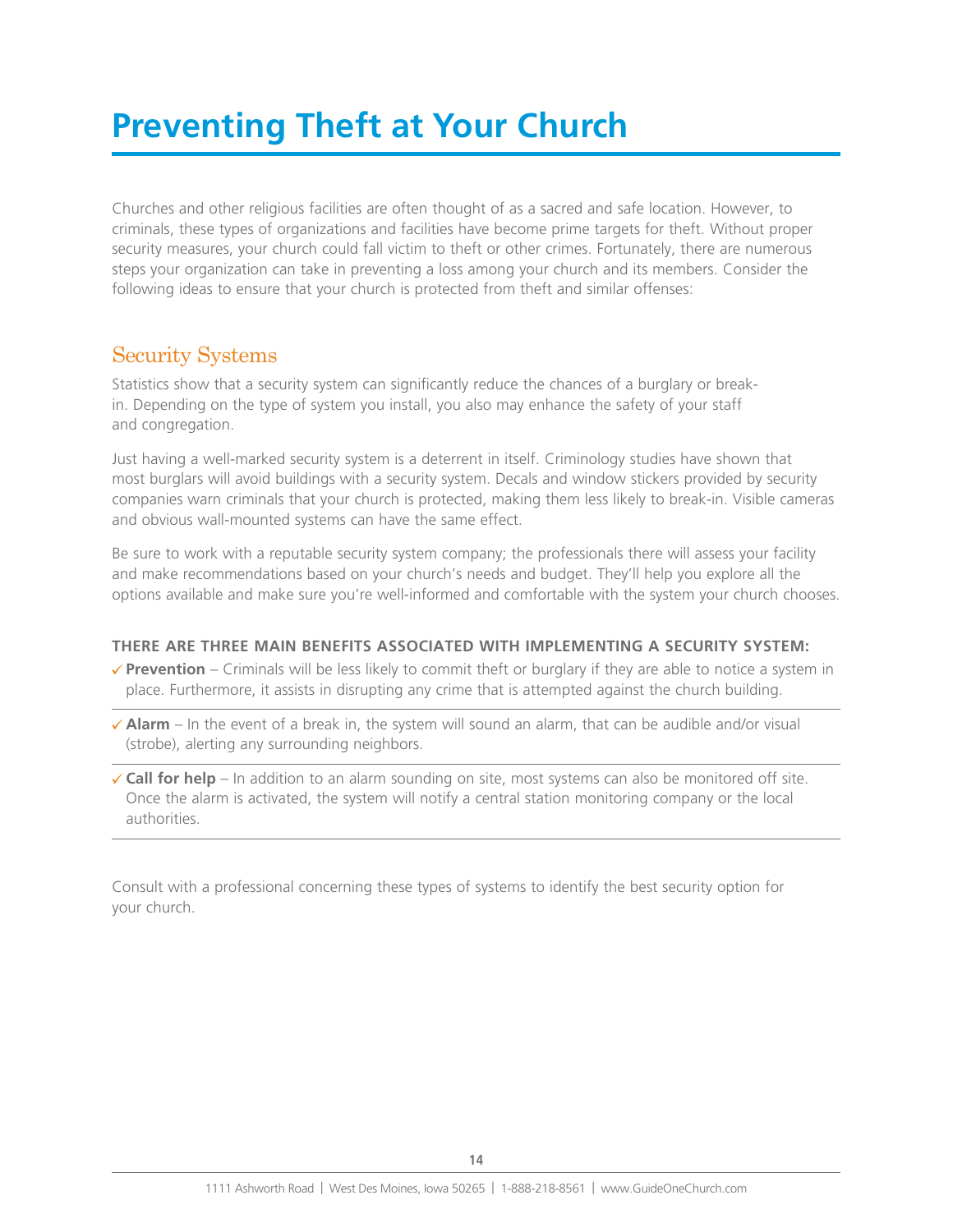# Preventing Theft at Your Church

Churches and other religious facilities are often thought of as a sacred and safe location. However, to criminals, these types of organizations and facilities have become prime targets for theft. Without proper security measures, your church could fall victim to theft or other crimes. Fortunately, there are numerous steps your organization can take in preventing a loss among your church and its members. Consider the following ideas to ensure that your church is protected from theft and similar offenses:

## Security Systems

Statistics show that a security system can significantly reduce the chances of a burglary or break-in. Depending on the type of system you install, you also may enhance the safety of your staff and congregation.

Just having a well-marked security system is a deterrent in itself. Criminology studies have shown that most burglars will avoid buildings with a security system. Decals and window stickers provided by security companies warn criminals that your church is protected, making them less likely to break-in. Visible cameras and obvious wall-mounted systems can have the same effect.

Be sure to work with a reputable security system company; the professionals there will assess your facility and make recommendations based on your church's needs and budget. They'll help you explore all the options available and make sure you're well-informed and comfortable with the system your church chooses.

**THERE ARE THREE MAIN BENEFITS ASSOCIATED WITH IMPLEMENTING A SECURITY SYSTEM:**

- ✓ **Prevention** – Criminals will be less likely to commit theft or burglary if they are able to notice a system in place. Furthermore, it assists in disrupting any crime that is attempted against the church building.
- ✓ **Alarm** – In the event of a break in, the system will sound an alarm, that can be audible and/or visual (strobe), alerting any surrounding neighbors.
- ✓ **Call for help** – In addition to an alarm sounding on site, most systems can also be monitored off site. Once the alarm is activated, the system will notify a central station monitoring company or the local authorities.

Consult with a professional concerning these types of systems to identify the best security option for your church.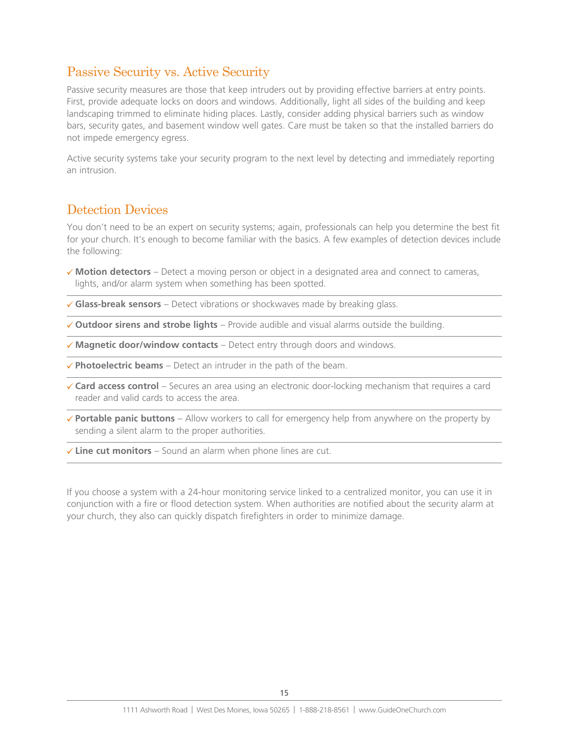## Passive Security vs. Active Security

Passive security measures are those that keep intruders out by providing effective barriers at entry points. First, provide adequate locks on doors and windows. Additionally, light all sides of the building and keep landscaping trimmed to eliminate hiding places. Lastly, consider adding physical barriers such as window bars, security gates, and basement window well gates. Care must be taken so that the installed barriers do not impede emergency egress.

Active security systems take your security program to the next level by detecting and immediately reporting an intrusion.

## Detection Devices

You don't need to be an expert on security systems; again, professionals can help you determine the best fit for your church. It's enough to become familiar with the basics. A few examples of detection devices include the following:

- ✓ **Motion detectors** – Detect a moving person or object in a designated area and connect to cameras, lights, and/or alarm system when something has been spotted.
- ✓ **Glass-break sensors** – Detect vibrations or shockwaves made by breaking glass.
- ✓ **Outdoor sirens and strobe lights** – Provide audible and visual alarms outside the building.
- ✓ **Magnetic door/window contacts** – Detect entry through doors and windows.
- ✓ **Photoelectric beams** – Detect an intruder in the path of the beam.
- ✓ **Card access control** – Secures an area using an electronic door-locking mechanism that requires a card reader and valid cards to access the area.
- ✓ **Portable panic buttons** – Allow workers to call for emergency help from anywhere on the property by sending a silent alarm to the proper authorities.
- ✓ **Line cut monitors** – Sound an alarm when phone lines are cut.

If you choose a system with a 24-hour monitoring service linked to a centralized monitor, you can use it in conjunction with a fire or flood detection system. When authorities are notified about the security alarm at your church, they also can quickly dispatch firefighters in order to minimize damage.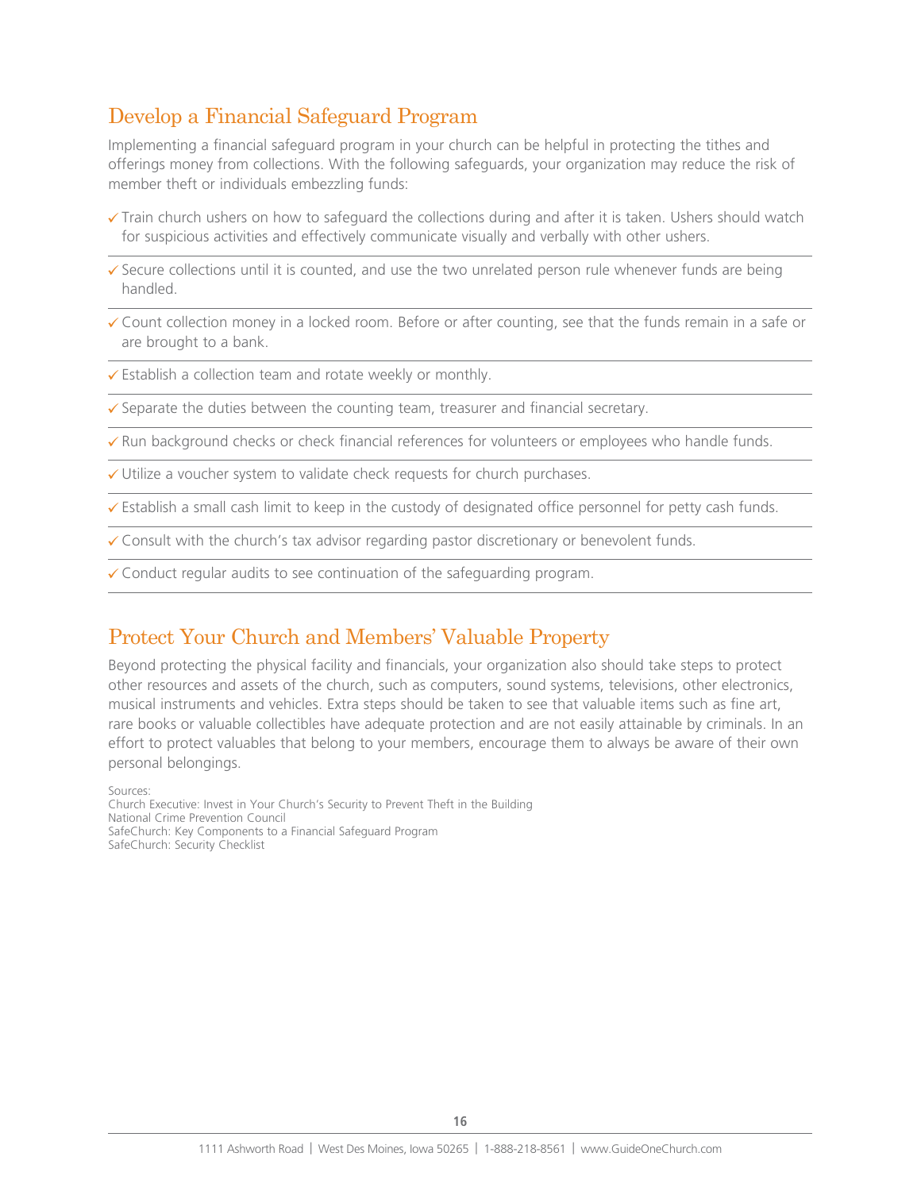## Develop a Financial Safeguard Program

Implementing a financial safeguard program in your church can be helpful in protecting the tithes and offerings money from collections. With the following safeguards, your organization may reduce the risk of member theft or individuals embezzling funds:

- ✓ Train church ushers on how to safeguard the collections during and after it is taken. Ushers should watch for suspicious activities and effectively communicate visually and verbally with other ushers.
- ✓ Secure collections until it is counted, and use the two unrelated person rule whenever funds are being handled.
- ✓ Count collection money in a locked room. Before or after counting, see that the funds remain in a safe or are brought to a bank.
- ✓ Establish a collection team and rotate weekly or monthly.
- ✓ Separate the duties between the counting team, treasurer and financial secretary.
- ✓ Run background checks or check financial references for volunteers or employees who handle funds.
- ✓ Utilize a voucher system to validate check requests for church purchases.
- ✓ Establish a small cash limit to keep in the custody of designated office personnel for petty cash funds.
- ✓ Consult with the church's tax advisor regarding pastor discretionary or benevolent funds.
- ✓ Conduct regular audits to see continuation of the safeguarding program.

## Protect Your Church and Members' Valuable Property

Beyond protecting the physical facility and financials, your organization also should take steps to protect other resources and assets of the church, such as computers, sound systems, televisions, other electronics, musical instruments and vehicles. Extra steps should be taken to see that valuable items such as fine art, rare books or valuable collectibles have adequate protection and are not easily attainable by criminals. In an effort to protect valuables that belong to your members, encourage them to always be aware of their own personal belongings.

Sources:
Church Executive: Invest in Your Church's Security to Prevent Theft in the Building
National Crime Prevention Council
SafeChurch: Key Components to a Financial Safeguard Program
SafeChurch: Security Checklist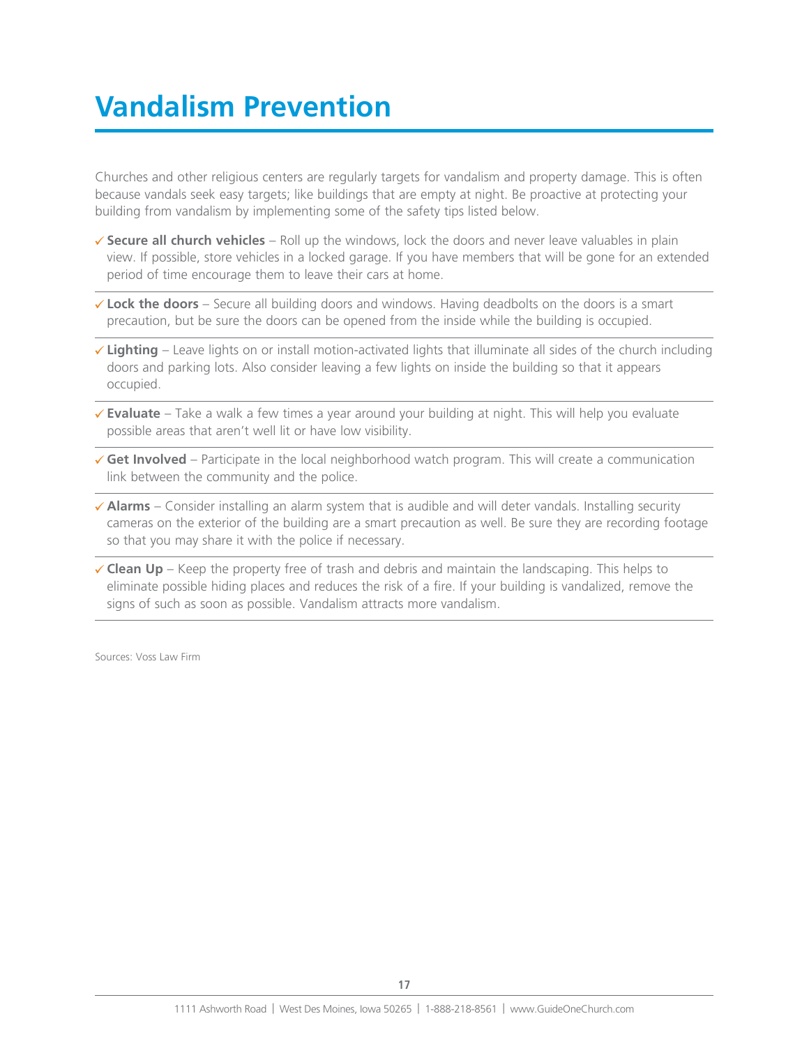# Vandalism Prevention

Churches and other religious centers are regularly targets for vandalism and property damage. This is often because vandals seek easy targets; like buildings that are empty at night. Be proactive at protecting your building from vandalism by implementing some of the safety tips listed below.

- ✓ **Secure all church vehicles** – Roll up the windows, lock the doors and never leave valuables in plain view. If possible, store vehicles in a locked garage. If you have members that will be gone for an extended period of time encourage them to leave their cars at home.
- ✓ **Lock the doors** – Secure all building doors and windows. Having deadbolts on the doors is a smart precaution, but be sure the doors can be opened from the inside while the building is occupied.
- ✓ **Lighting** – Leave lights on or install motion-activated lights that illuminate all sides of the church including doors and parking lots. Also consider leaving a few lights on inside the building so that it appears occupied.
- ✓ **Evaluate** – Take a walk a few times a year around your building at night. This will help you evaluate possible areas that aren't well lit or have low visibility.
- ✓ **Get Involved** – Participate in the local neighborhood watch program. This will create a communication link between the community and the police.
- ✓ **Alarms** – Consider installing an alarm system that is audible and will deter vandals. Installing security cameras on the exterior of the building are a smart precaution as well. Be sure they are recording footage so that you may share it with the police if necessary.
- ✓ **Clean Up** – Keep the property free of trash and debris and maintain the landscaping. This helps to eliminate possible hiding places and reduces the risk of a fire. If your building is vandalized, remove the signs of such as soon as possible. Vandalism attracts more vandalism.

Sources: Voss Law Firm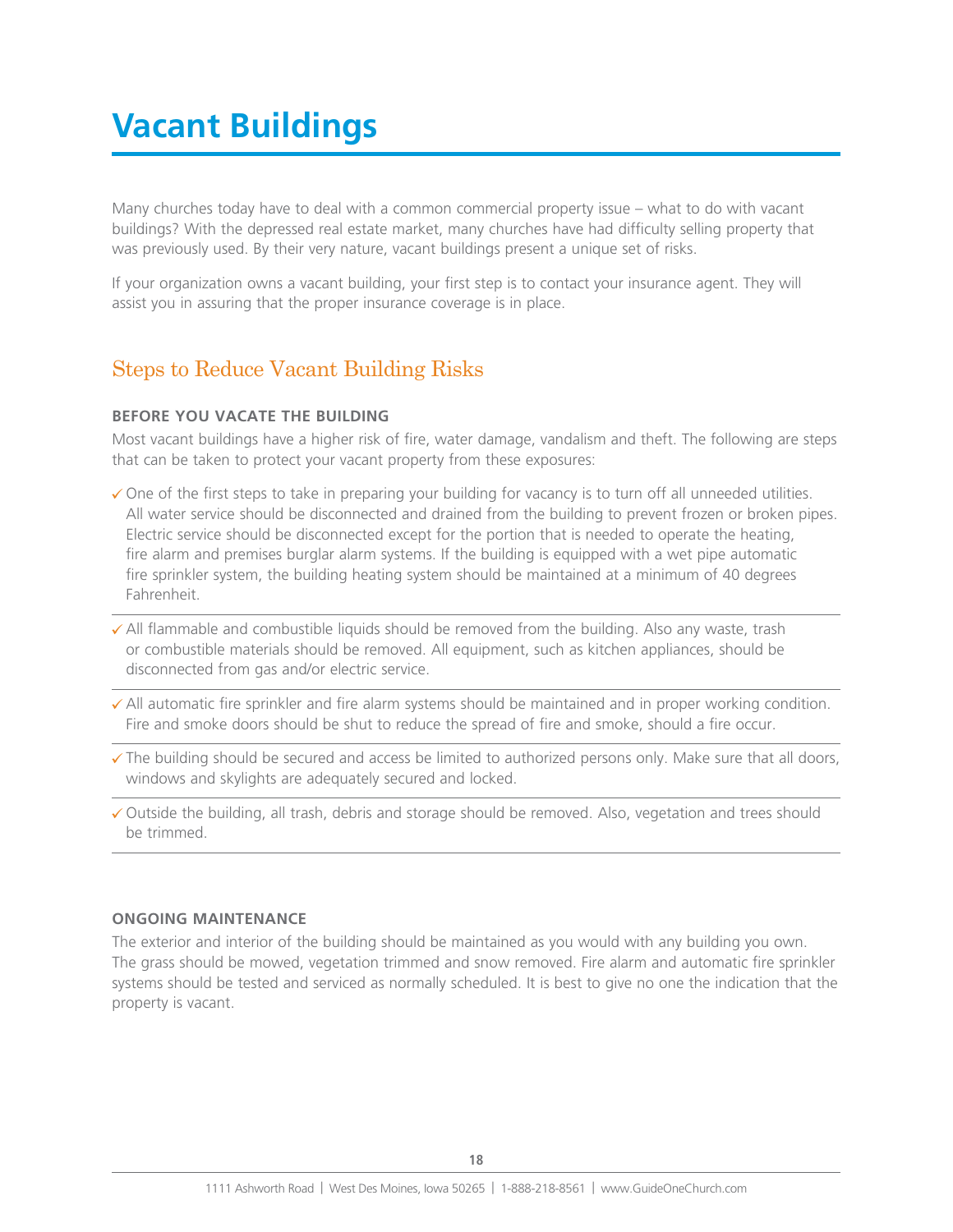# Vacant Buildings

Many churches today have to deal with a common commercial property issue – what to do with vacant buildings? With the depressed real estate market, many churches have had difficulty selling property that was previously used. By their very nature, vacant buildings present a unique set of risks.

If your organization owns a vacant building, your first step is to contact your insurance agent. They will assist you in assuring that the proper insurance coverage is in place.

## Steps to Reduce Vacant Building Risks

### BEFORE YOU VACATE THE BUILDING

Most vacant buildings have a higher risk of fire, water damage, vandalism and theft. The following are steps that can be taken to protect your vacant property from these exposures:

- ✓ One of the first steps to take in preparing your building for vacancy is to turn off all unneeded utilities. All water service should be disconnected and drained from the building to prevent frozen or broken pipes. Electric service should be disconnected except for the portion that is needed to operate the heating, fire alarm and premises burglar alarm systems. If the building is equipped with a wet pipe automatic fire sprinkler system, the building heating system should be maintained at a minimum of 40 degrees Fahrenheit.
- ✓ All flammable and combustible liquids should be removed from the building. Also any waste, trash or combustible materials should be removed. All equipment, such as kitchen appliances, should be disconnected from gas and/or electric service.
- ✓ All automatic fire sprinkler and fire alarm systems should be maintained and in proper working condition. Fire and smoke doors should be shut to reduce the spread of fire and smoke, should a fire occur.
- ✓ The building should be secured and access be limited to authorized persons only. Make sure that all doors, windows and skylights are adequately secured and locked.
- ✓ Outside the building, all trash, debris and storage should be removed. Also, vegetation and trees should be trimmed.

### ONGOING MAINTENANCE

The exterior and interior of the building should be maintained as you would with any building you own. The grass should be mowed, vegetation trimmed and snow removed. Fire alarm and automatic fire sprinkler systems should be tested and serviced as normally scheduled. It is best to give no one the indication that the property is vacant.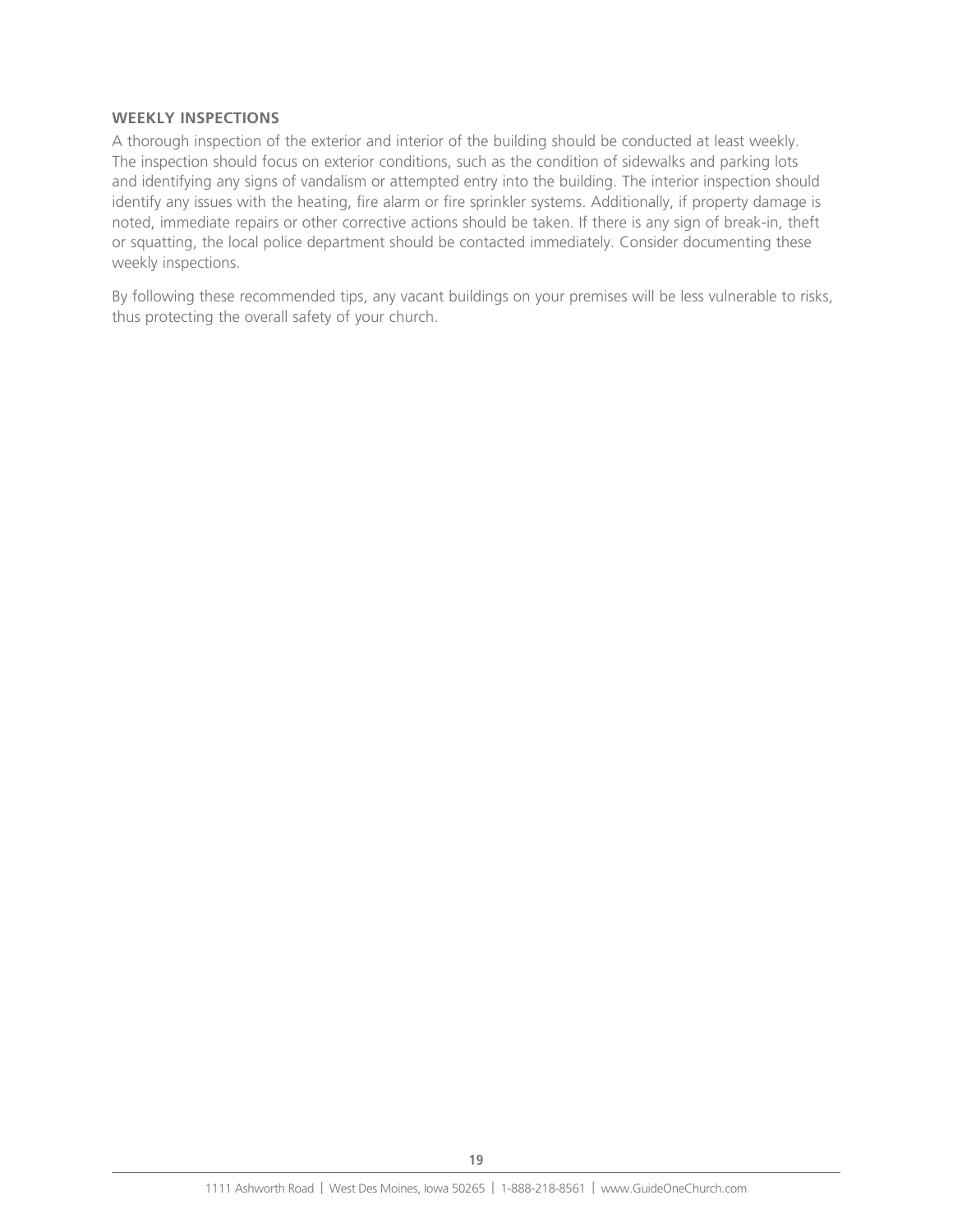#### WEEKLY INSPECTIONS

A thorough inspection of the exterior and interior of the building should be conducted at least weekly. The inspection should focus on exterior conditions, such as the condition of sidewalks and parking lots and identifying any signs of vandalism or attempted entry into the building. The interior inspection should identify any issues with the heating, fire alarm or fire sprinkler systems. Additionally, if property damage is noted, immediate repairs or other corrective actions should be taken. If there is any sign of break-in, theft or squatting, the local police department should be contacted immediately. Consider documenting these weekly inspections.

By following these recommended tips, any vacant buildings on your premises will be less vulnerable to risks, thus protecting the overall safety of your church.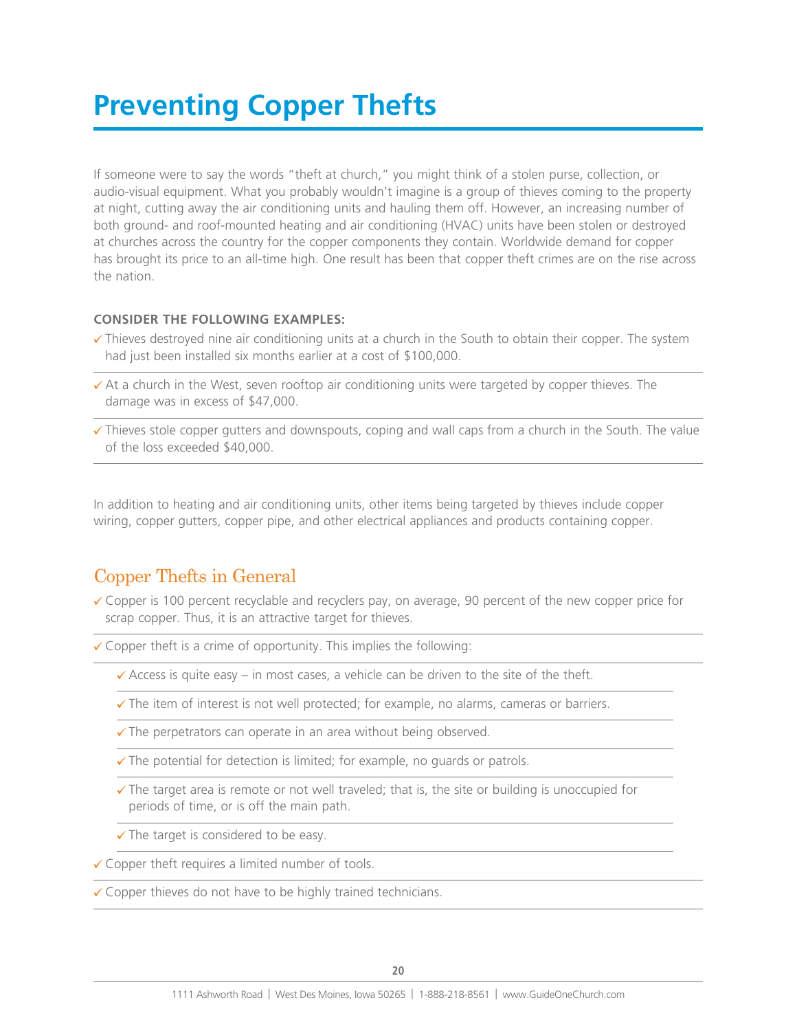# Preventing Copper Thefts

If someone were to say the words "theft at church," you might think of a stolen purse, collection, or audio-visual equipment. What you probably wouldn't imagine is a group of thieves coming to the property at night, cutting away the air conditioning units and hauling them off. However, an increasing number of both ground- and roof-mounted heating and air conditioning (HVAC) units have been stolen or destroyed at churches across the country for the copper components they contain. Worldwide demand for copper has brought its price to an all-time high. One result has been that copper theft crimes are on the rise across the nation.

**CONSIDER THE FOLLOWING EXAMPLES:**

- ✓ Thieves destroyed nine air conditioning units at a church in the South to obtain their copper. The system had just been installed six months earlier at a cost of $100,000.
- ✓ At a church in the West, seven rooftop air conditioning units were targeted by copper thieves. The damage was in excess of $47,000.
- ✓ Thieves stole copper gutters and downspouts, coping and wall caps from a church in the South. The value of the loss exceeded $40,000.

In addition to heating and air conditioning units, other items being targeted by thieves include copper wiring, copper gutters, copper pipe, and other electrical appliances and products containing copper.

## Copper Thefts in General

- ✓ Copper is 100 percent recyclable and recyclers pay, on average, 90 percent of the new copper price for scrap copper. Thus, it is an attractive target for thieves.
- ✓ Copper theft is a crime of opportunity. This implies the following:
  - ✓ Access is quite easy – in most cases, a vehicle can be driven to the site of the theft.
  - ✓ The item of interest is not well protected; for example, no alarms, cameras or barriers.
  - ✓ The perpetrators can operate in an area without being observed.
  - ✓ The potential for detection is limited; for example, no guards or patrols.
  - ✓ The target area is remote or not well traveled; that is, the site or building is unoccupied for periods of time, or is off the main path.
  - ✓ The target is considered to be easy.
- ✓ Copper theft requires a limited number of tools.
- ✓ Copper thieves do not have to be highly trained technicians.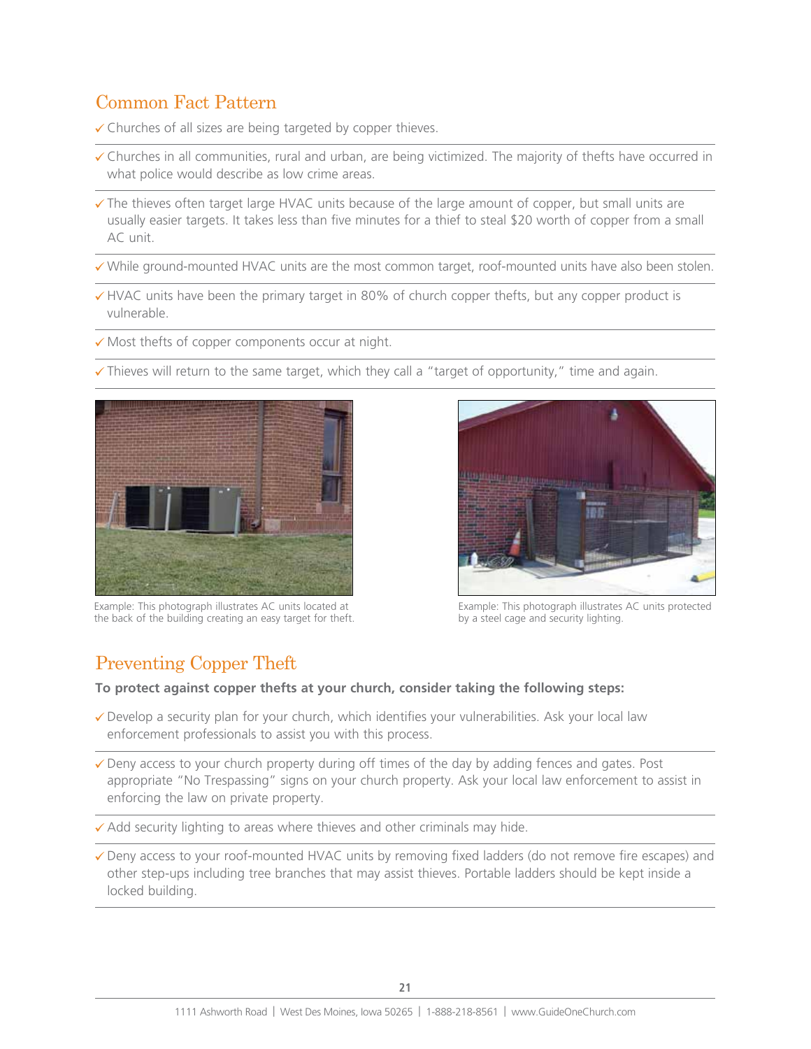## Common Fact Pattern

- ✓ Churches of all sizes are being targeted by copper thieves.
- ✓ Churches in all communities, rural and urban, are being victimized. The majority of thefts have occurred in what police would describe as low crime areas.
- ✓ The thieves often target large HVAC units because of the large amount of copper, but small units are usually easier targets. It takes less than five minutes for a thief to steal $20 worth of copper from a small AC unit.
- ✓ While ground-mounted HVAC units are the most common target, roof-mounted units have also been stolen.
- ✓ HVAC units have been the primary target in 80% of church copper thefts, but any copper product is vulnerable.
- ✓ Most thefts of copper components occur at night.
- ✓ Thieves will return to the same target, which they call a "target of opportunity," time and again.

Example: This photograph illustrates AC units located at the back of the building creating an easy target for theft.

Example: This photograph illustrates AC units protected by a steel cage and security lighting.

## Preventing Copper Theft

**To protect against copper thefts at your church, consider taking the following steps:**

- ✓ Develop a security plan for your church, which identifies your vulnerabilities. Ask your local law enforcement professionals to assist you with this process.
- ✓ Deny access to your church property during off times of the day by adding fences and gates. Post appropriate "No Trespassing" signs on your church property. Ask your local law enforcement to assist in enforcing the law on private property.
- ✓ Add security lighting to areas where thieves and other criminals may hide.
- ✓ Deny access to your roof-mounted HVAC units by removing fixed ladders (do not remove fire escapes) and other step-ups including tree branches that may assist thieves. Portable ladders should be kept inside a locked building.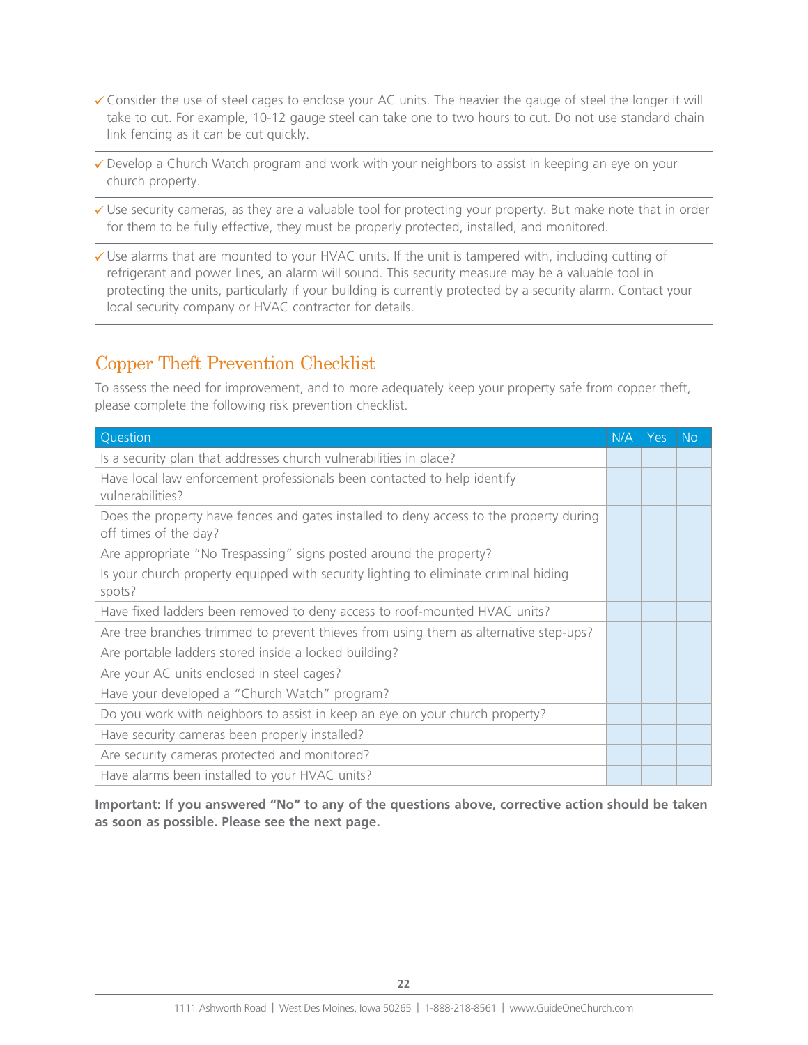- ✓ Consider the use of steel cages to enclose your AC units. The heavier the gauge of steel the longer it will take to cut. For example, 10-12 gauge steel can take one to two hours to cut. Do not use standard chain link fencing as it can be cut quickly.

- ✓ Develop a Church Watch program and work with your neighbors to assist in keeping an eye on your church property.

- ✓ Use security cameras, as they are a valuable tool for protecting your property. But make note that in order for them to be fully effective, they must be properly protected, installed, and monitored.

- ✓ Use alarms that are mounted to your HVAC units. If the unit is tampered with, including cutting of refrigerant and power lines, an alarm will sound. This security measure may be a valuable tool in protecting the units, particularly if your building is currently protected by a security alarm. Contact your local security company or HVAC contractor for details.

## Copper Theft Prevention Checklist

To assess the need for improvement, and to more adequately keep your property safe from copper theft, please complete the following risk prevention checklist.

| Question | N/A | Yes | No |
|---|---|---|---|
| Is a security plan that addresses church vulnerabilities in place? | | | |
| Have local law enforcement professionals been contacted to help identify vulnerabilities? | | | |
| Does the property have fences and gates installed to deny access to the property during off times of the day? | | | |
| Are appropriate "No Trespassing" signs posted around the property? | | | |
| Is your church property equipped with security lighting to eliminate criminal hiding spots? | | | |
| Have fixed ladders been removed to deny access to roof-mounted HVAC units? | | | |
| Are tree branches trimmed to prevent thieves from using them as alternative step-ups? | | | |
| Are portable ladders stored inside a locked building? | | | |
| Are your AC units enclosed in steel cages? | | | |
| Have your developed a "Church Watch" program? | | | |
| Do you work with neighbors to assist in keep an eye on your church property? | | | |
| Have security cameras been properly installed? | | | |
| Are security cameras protected and monitored? | | | |
| Have alarms been installed to your HVAC units? | | | |

**Important: If you answered "No" to any of the questions above, corrective action should be taken as soon as possible. Please see the next page.**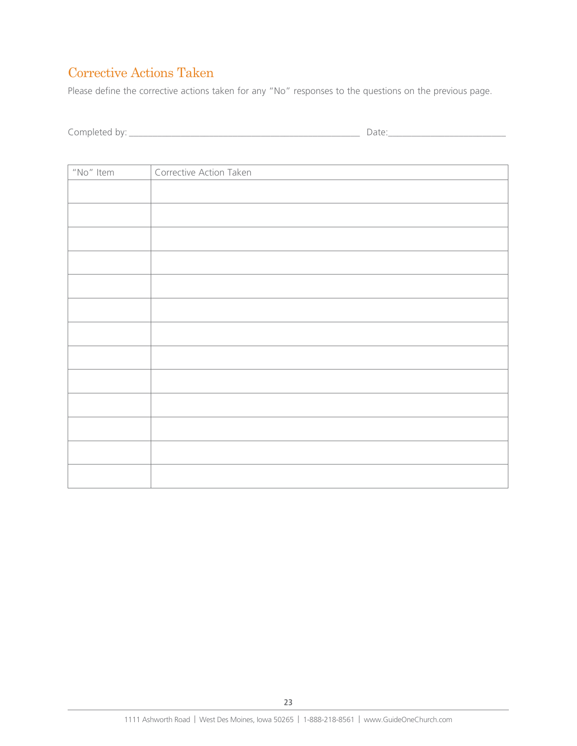## Corrective Actions Taken

Please define the corrective actions taken for any "No" responses to the questions on the previous page.

Completed by: ______________________________________________ Date:________________________

| "No" Item | Corrective Action Taken |
|---|---|
| | |
| | |
| | |
| | |
| | |
| | |
| | |
| | |
| | |
| | |
| | |
| | |
| | |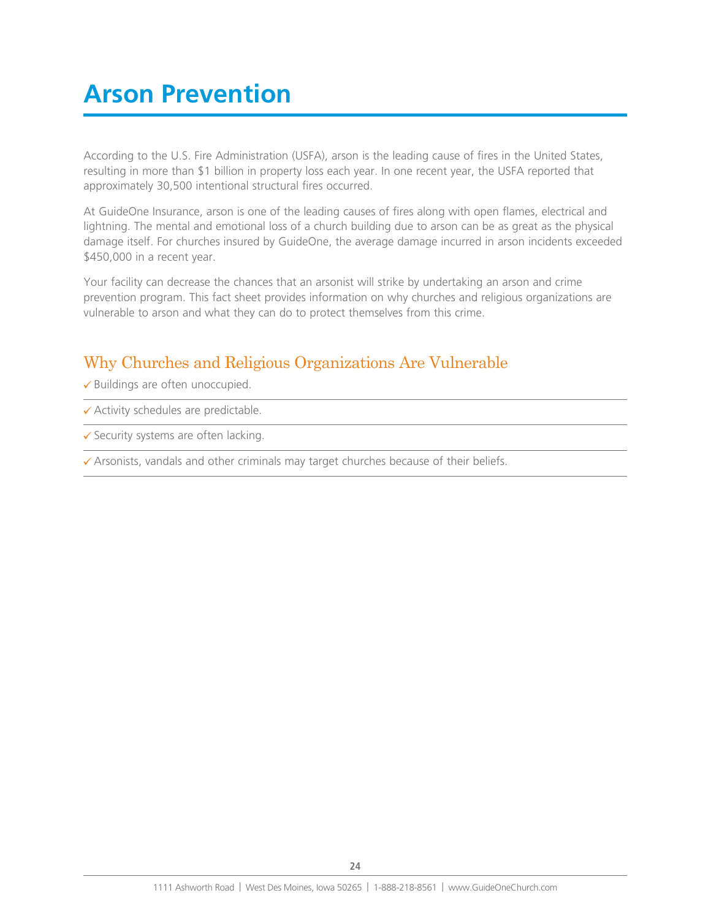# Arson Prevention

According to the U.S. Fire Administration (USFA), arson is the leading cause of fires in the United States, resulting in more than $1 billion in property loss each year. In one recent year, the USFA reported that approximately 30,500 intentional structural fires occurred.

At GuideOne Insurance, arson is one of the leading causes of fires along with open flames, electrical and lightning. The mental and emotional loss of a church building due to arson can be as great as the physical damage itself. For churches insured by GuideOne, the average damage incurred in arson incidents exceeded $450,000 in a recent year.

Your facility can decrease the chances that an arsonist will strike by undertaking an arson and crime prevention program. This fact sheet provides information on why churches and religious organizations are vulnerable to arson and what they can do to protect themselves from this crime.

## Why Churches and Religious Organizations Are Vulnerable

- ✓ Buildings are often unoccupied.
- ✓ Activity schedules are predictable.
- ✓ Security systems are often lacking.
- ✓ Arsonists, vandals and other criminals may target churches because of their beliefs.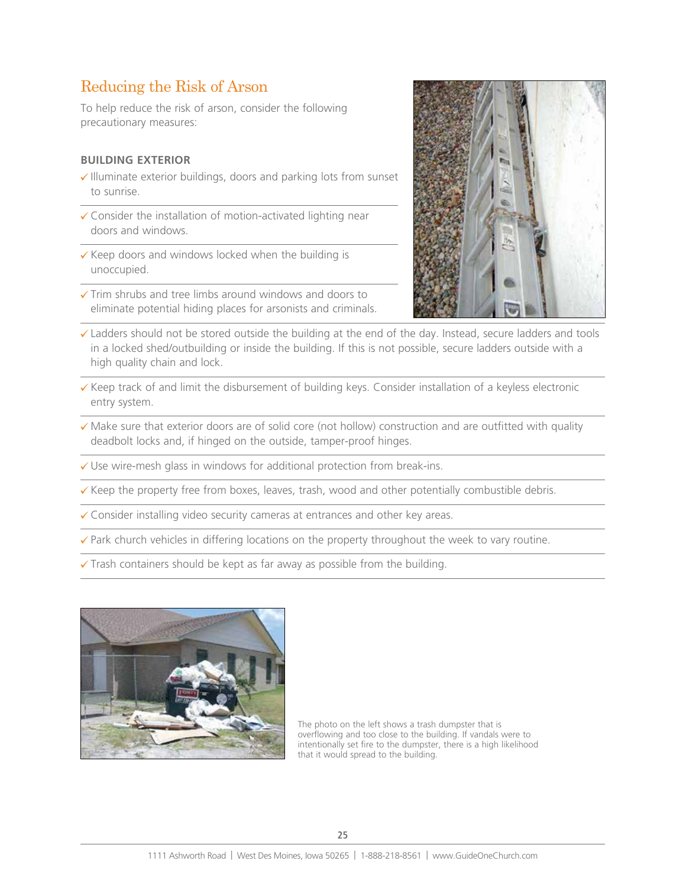## Reducing the Risk of Arson

To help reduce the risk of arson, consider the following precautionary measures:

**BUILDING EXTERIOR**

- ✓ Illuminate exterior buildings, doors and parking lots from sunset to sunrise.
- ✓ Consider the installation of motion-activated lighting near doors and windows.
- ✓ Keep doors and windows locked when the building is unoccupied.
- ✓ Trim shrubs and tree limbs around windows and doors to eliminate potential hiding places for arsonists and criminals.
- ✓ Ladders should not be stored outside the building at the end of the day. Instead, secure ladders and tools in a locked shed/outbuilding or inside the building. If this is not possible, secure ladders outside with a high quality chain and lock.
- ✓ Keep track of and limit the disbursement of building keys. Consider installation of a keyless electronic entry system.
- ✓ Make sure that exterior doors are of solid core (not hollow) construction and are outfitted with quality deadbolt locks and, if hinged on the outside, tamper-proof hinges.
- ✓ Use wire-mesh glass in windows for additional protection from break-ins.
- ✓ Keep the property free from boxes, leaves, trash, wood and other potentially combustible debris.
- ✓ Consider installing video security cameras at entrances and other key areas.
- ✓ Park church vehicles in differing locations on the property throughout the week to vary routine.
- ✓ Trash containers should be kept as far away as possible from the building.

The photo on the left shows a trash dumpster that is overflowing and too close to the building. If vandals were to intentionally set fire to the dumpster, there is a high likelihood that it would spread to the building.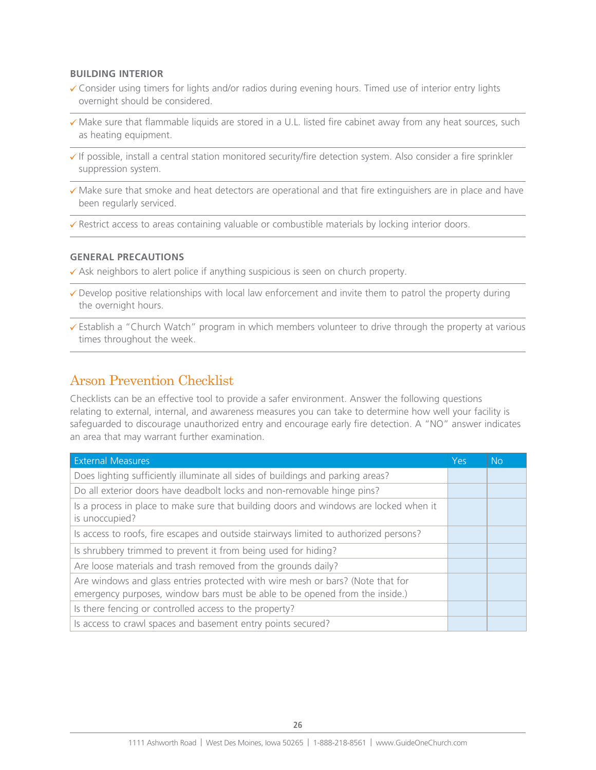### BUILDING INTERIOR

- ✓ Consider using timers for lights and/or radios during evening hours. Timed use of interior entry lights overnight should be considered.
- ✓ Make sure that flammable liquids are stored in a U.L. listed fire cabinet away from any heat sources, such as heating equipment.
- ✓ If possible, install a central station monitored security/fire detection system. Also consider a fire sprinkler suppression system.
- ✓ Make sure that smoke and heat detectors are operational and that fire extinguishers are in place and have been regularly serviced.
- ✓ Restrict access to areas containing valuable or combustible materials by locking interior doors.

### GENERAL PRECAUTIONS

- ✓ Ask neighbors to alert police if anything suspicious is seen on church property.
- ✓ Develop positive relationships with local law enforcement and invite them to patrol the property during the overnight hours.
- ✓ Establish a "Church Watch" program in which members volunteer to drive through the property at various times throughout the week.

## Arson Prevention Checklist

Checklists can be an effective tool to provide a safer environment. Answer the following questions relating to external, internal, and awareness measures you can take to determine how well your facility is safeguarded to discourage unauthorized entry and encourage early fire detection. A "NO" answer indicates an area that may warrant further examination.

| External Measures | Yes | No |
| --- | --- | --- |
| Does lighting sufficiently illuminate all sides of buildings and parking areas? | | |
| Do all exterior doors have deadbolt locks and non-removable hinge pins? | | |
| Is a process in place to make sure that building doors and windows are locked when it is unoccupied? | | |
| Is access to roofs, fire escapes and outside stairways limited to authorized persons? | | |
| Is shrubbery trimmed to prevent it from being used for hiding? | | |
| Are loose materials and trash removed from the grounds daily? | | |
| Are windows and glass entries protected with wire mesh or bars? (Note that for emergency purposes, window bars must be able to be opened from the inside.) | | |
| Is there fencing or controlled access to the property? | | |
| Is access to crawl spaces and basement entry points secured? | | |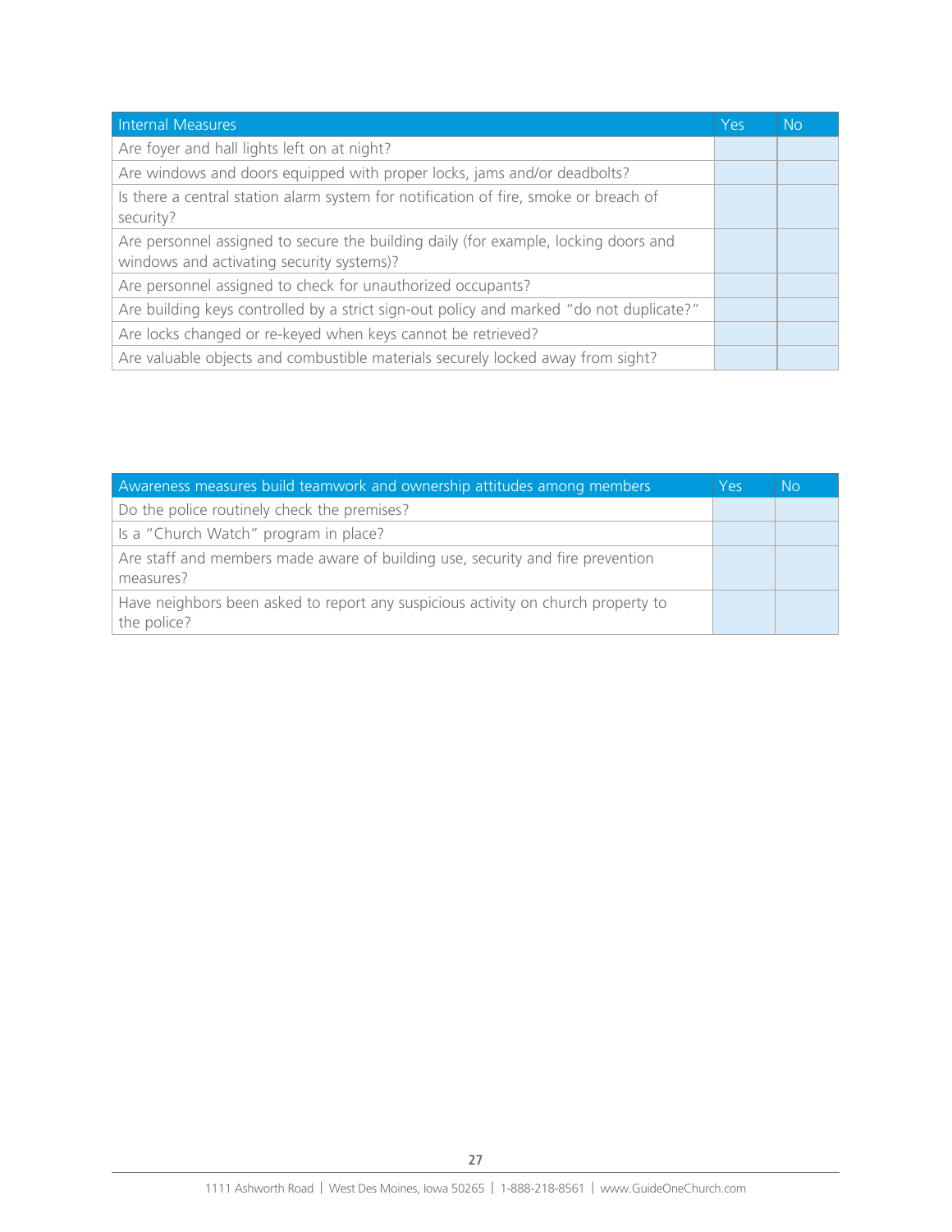| Internal Measures | Yes | No |
|---|---|---|
| Are foyer and hall lights left on at night? | | |
| Are windows and doors equipped with proper locks, jams and/or deadbolts? | | |
| Is there a central station alarm system for notification of fire, smoke or breach of security? | | |
| Are personnel assigned to secure the building daily (for example, locking doors and windows and activating security systems)? | | |
| Are personnel assigned to check for unauthorized occupants? | | |
| Are building keys controlled by a strict sign-out policy and marked "do not duplicate?" | | |
| Are locks changed or re-keyed when keys cannot be retrieved? | | |
| Are valuable objects and combustible materials securely locked away from sight? | | |

| Awareness measures build teamwork and ownership attitudes among members | Yes | No |
|---|---|---|
| Do the police routinely check the premises? | | |
| Is a "Church Watch" program in place? | | |
| Are staff and members made aware of building use, security and fire prevention measures? | | |
| Have neighbors been asked to report any suspicious activity on church property to the police? | | |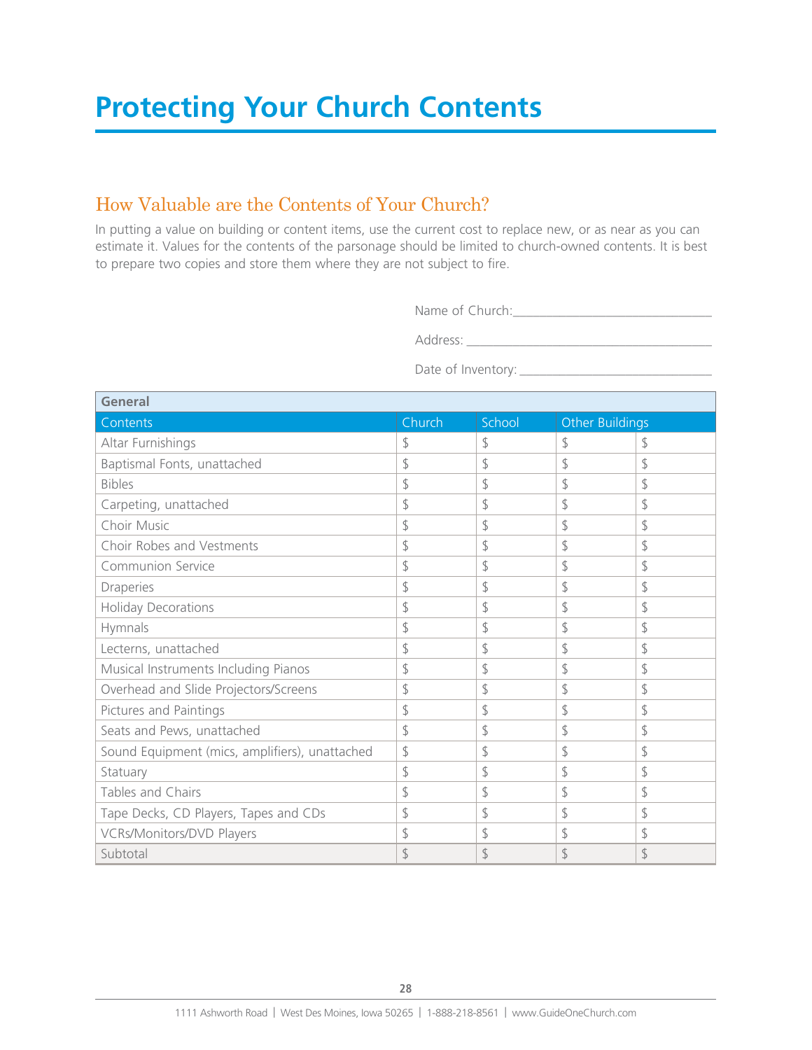# Protecting Your Church Contents

## How Valuable are the Contents of Your Church?

In putting a value on building or content items, use the current cost to replace new, or as near as you can estimate it. Values for the contents of the parsonage should be limited to church-owned contents. It is best to prepare two copies and store them where they are not subject to fire.

Name of Church:______________________________

Address: ______________________________________

Date of Inventory: _____________________________

| **General** | | | | |
|---|---|---|---|---|
| Contents | Church | School | Other Buildings | |
| Altar Furnishings | $ | $ | $ | $ |
| Baptismal Fonts, unattached | $ | $ | $ | $ |
| Bibles | $ | $ | $ | $ |
| Carpeting, unattached | $ | $ | $ | $ |
| Choir Music | $ | $ | $ | $ |
| Choir Robes and Vestments | $ | $ | $ | $ |
| Communion Service | $ | $ | $ | $ |
| Draperies | $ | $ | $ | $ |
| Holiday Decorations | $ | $ | $ | $ |
| Hymnals | $ | $ | $ | $ |
| Lecterns, unattached | $ | $ | $ | $ |
| Musical Instruments Including Pianos | $ | $ | $ | $ |
| Overhead and Slide Projectors/Screens | $ | $ | $ | $ |
| Pictures and Paintings | $ | $ | $ | $ |
| Seats and Pews, unattached | $ | $ | $ | $ |
| Sound Equipment (mics, amplifiers), unattached | $ | $ | $ | $ |
| Statuary | $ | $ | $ | $ |
| Tables and Chairs | $ | $ | $ | $ |
| Tape Decks, CD Players, Tapes and CDs | $ | $ | $ | $ |
| VCRs/Monitors/DVD Players | $ | $ | $ | $ |
| Subtotal | $ | $ | $ | $ |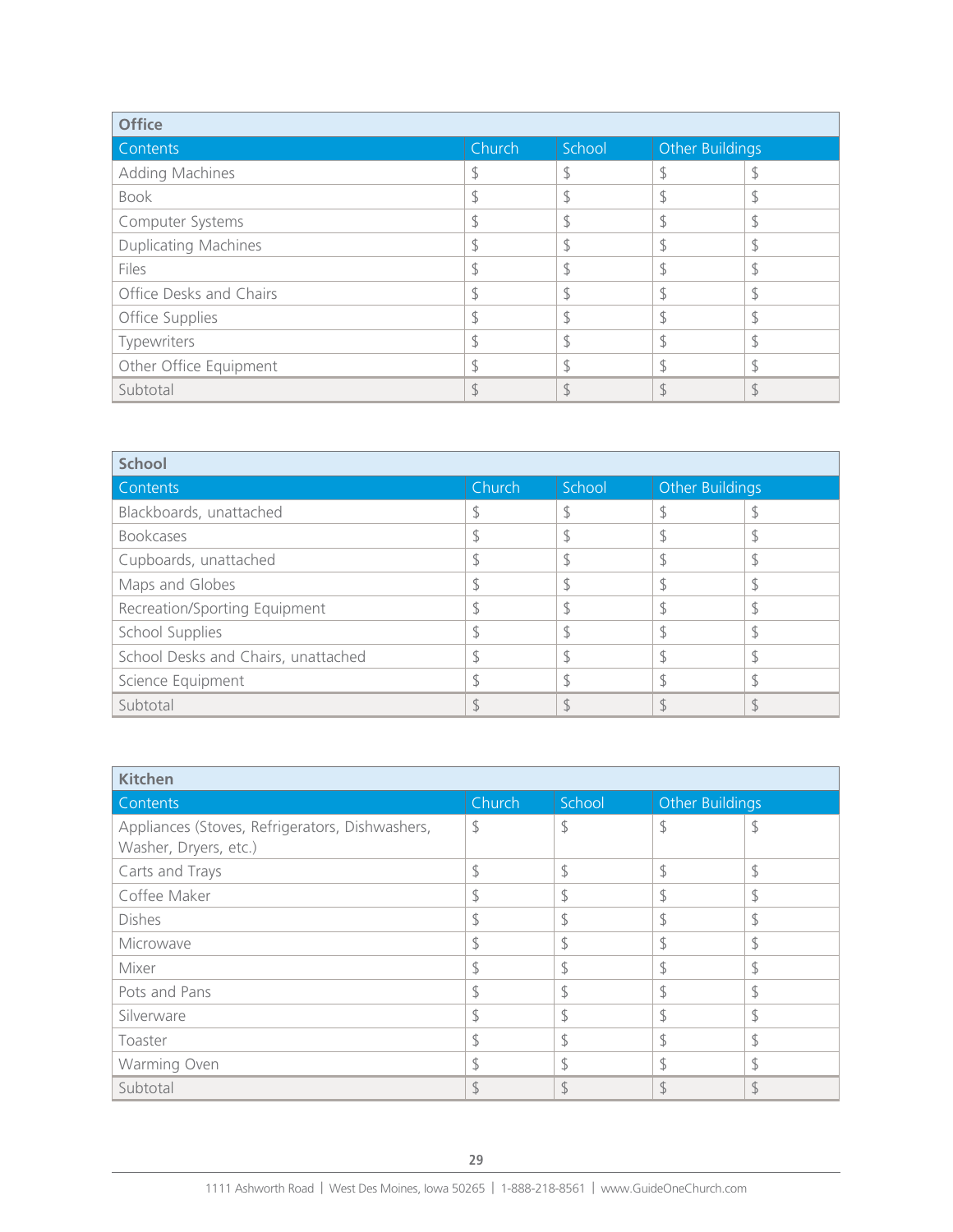| Office | | | | |
|---|---|---|---|---|
| Contents | Church | School | Other Buildings | |
| Adding Machines | $ | $ | $ | $ |
| Book | $ | $ | $ | $ |
| Computer Systems | $ | $ | $ | $ |
| Duplicating Machines | $ | $ | $ | $ |
| Files | $ | $ | $ | $ |
| Office Desks and Chairs | $ | $ | $ | $ |
| Office Supplies | $ | $ | $ | $ |
| Typewriters | $ | $ | $ | $ |
| Other Office Equipment | $ | $ | $ | $ |
| Subtotal | $ | $ | $ | $ |

| School | | | | |
|---|---|---|---|---|
| Contents | Church | School | Other Buildings | |
| Blackboards, unattached | $ | $ | $ | $ |
| Bookcases | $ | $ | $ | $ |
| Cupboards, unattached | $ | $ | $ | $ |
| Maps and Globes | $ | $ | $ | $ |
| Recreation/Sporting Equipment | $ | $ | $ | $ |
| School Supplies | $ | $ | $ | $ |
| School Desks and Chairs, unattached | $ | $ | $ | $ |
| Science Equipment | $ | $ | $ | $ |
| Subtotal | $ | $ | $ | $ |

| Kitchen | | | | |
|---|---|---|---|---|
| Contents | Church | School | Other Buildings | |
| Appliances (Stoves, Refrigerators, Dishwashers, Washer, Dryers, etc.) | $ | $ | $ | $ |
| Carts and Trays | $ | $ | $ | $ |
| Coffee Maker | $ | $ | $ | $ |
| Dishes | $ | $ | $ | $ |
| Microwave | $ | $ | $ | $ |
| Mixer | $ | $ | $ | $ |
| Pots and Pans | $ | $ | $ | $ |
| Silverware | $ | $ | $ | $ |
| Toaster | $ | $ | $ | $ |
| Warming Oven | $ | $ | $ | $ |
| Subtotal | $ | $ | $ | $ |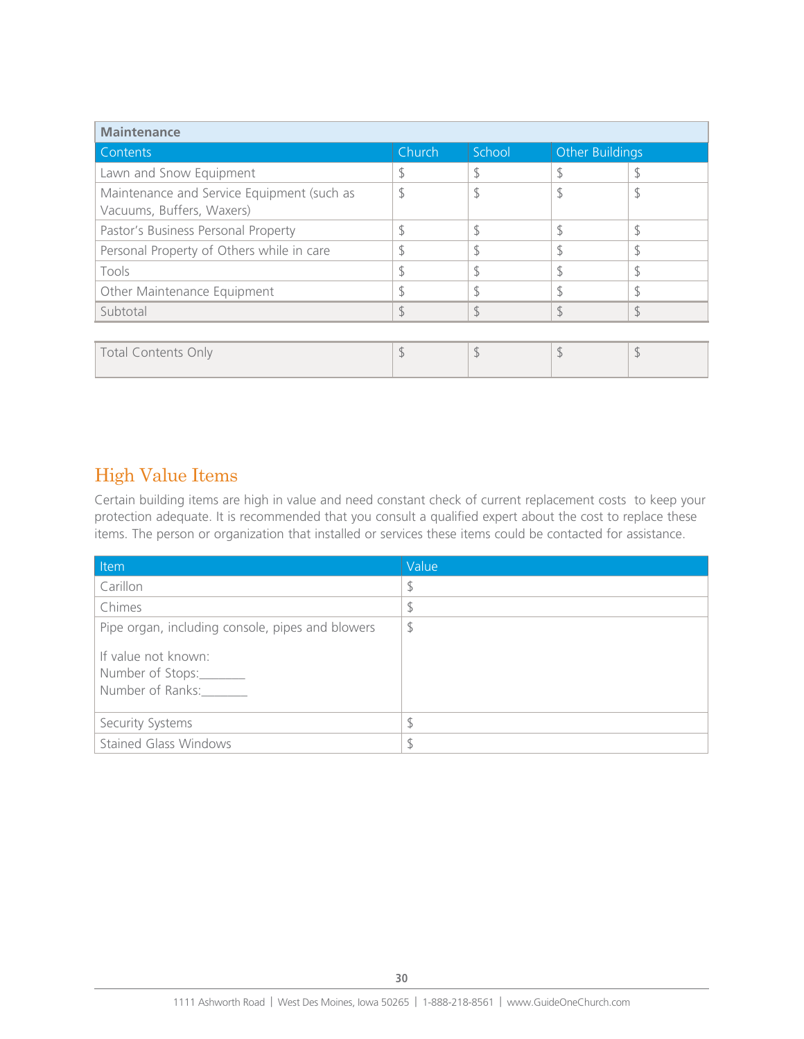| Maintenance | | | | |
|---|---|---|---|---|
| Contents | Church | School | Other Buildings | |
| Lawn and Snow Equipment | $ | $ | $ | $ |
| Maintenance and Service Equipment (such as Vacuums, Buffers, Waxers) | $ | $ | $ | $ |
| Pastor's Business Personal Property | $ | $ | $ | $ |
| Personal Property of Others while in care | $ | $ | $ | $ |
| Tools | $ | $ | $ | $ |
| Other Maintenance Equipment | $ | $ | $ | $ |
| Subtotal | $ | $ | $ | $ |

| Total Contents Only | $ | $ | $ | $ |
|---|---|---|---|---|

## High Value Items

Certain building items are high in value and need constant check of current replacement costs to keep your protection adequate. It is recommended that you consult a qualified expert about the cost to replace these items. The person or organization that installed or services these items could be contacted for assistance.

| Item | Value |
|---|---|
| Carillon | $ |
| Chimes | $ |
| Pipe organ, including console, pipes and blowers<br><br>If value not known:<br>Number of Stops:_______<br>Number of Ranks:_______ | $ |
| Security Systems | $ |
| Stained Glass Windows | $ |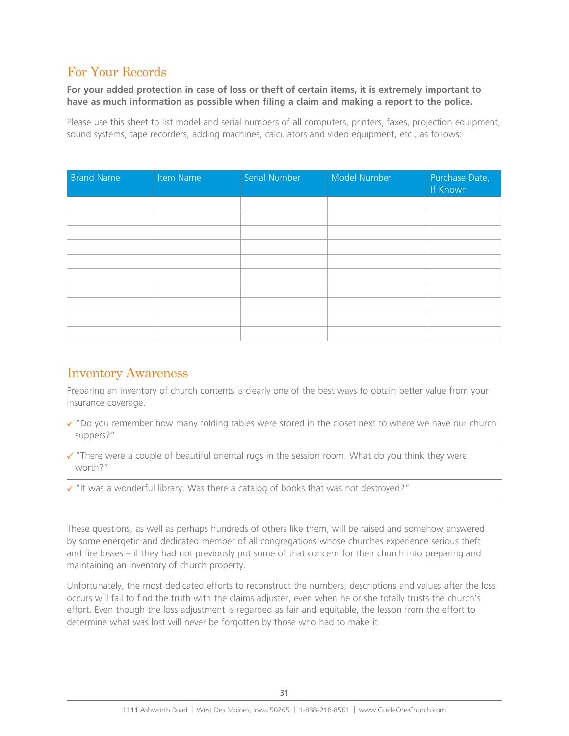## For Your Records

**For your added protection in case of loss or theft of certain items, it is extremely important to have as much information as possible when filing a claim and making a report to the police.**

Please use this sheet to list model and serial numbers of all computers, printers, faxes, projection equipment, sound systems, tape recorders, adding machines, calculators and video equipment, etc., as follows:

| Brand Name | Item Name | Serial Number | Model Number | Purchase Date, If Known |
|---|---|---|---|---|
| | | | | |
| | | | | |
| | | | | |
| | | | | |
| | | | | |
| | | | | |
| | | | | |
| | | | | |
| | | | | |
| | | | | |

## Inventory Awareness

Preparing an inventory of church contents is clearly one of the best ways to obtain better value from your insurance coverage.

- ✓ "Do you remember how many folding tables were stored in the closet next to where we have our church suppers?"
- ✓ "There were a couple of beautiful oriental rugs in the session room. What do you think they were worth?"
- ✓ "It was a wonderful library. Was there a catalog of books that was not destroyed?"

These questions, as well as perhaps hundreds of others like them, will be raised and somehow answered by some energetic and dedicated member of all congregations whose churches experience serious theft and fire losses – if they had not previously put some of that concern for their church into preparing and maintaining an inventory of church property.

Unfortunately, the most dedicated efforts to reconstruct the numbers, descriptions and values after the loss occurs will fail to find the truth with the claims adjuster, even when he or she totally trusts the church's effort. Even though the loss adjustment is regarded as fair and equitable, the lesson from the effort to determine what was lost will never be forgotten by those who had to make it.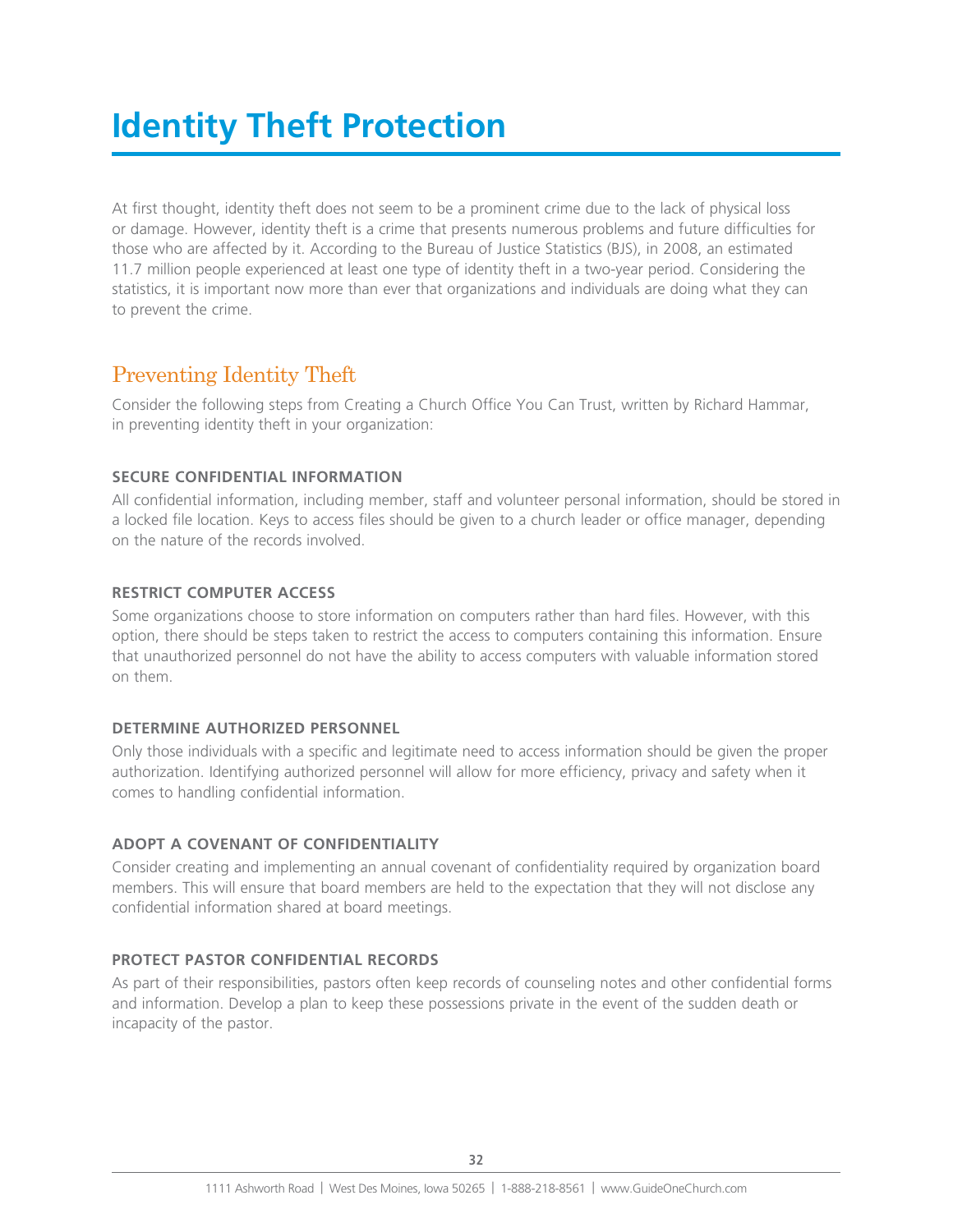# Identity Theft Protection

At first thought, identity theft does not seem to be a prominent crime due to the lack of physical loss or damage. However, identity theft is a crime that presents numerous problems and future difficulties for those who are affected by it. According to the Bureau of Justice Statistics (BJS), in 2008, an estimated 11.7 million people experienced at least one type of identity theft in a two-year period. Considering the statistics, it is important now more than ever that organizations and individuals are doing what they can to prevent the crime.

## Preventing Identity Theft

Consider the following steps from Creating a Church Office You Can Trust, written by Richard Hammar, in preventing identity theft in your organization:

### SECURE CONFIDENTIAL INFORMATION

All confidential information, including member, staff and volunteer personal information, should be stored in a locked file location. Keys to access files should be given to a church leader or office manager, depending on the nature of the records involved.

### RESTRICT COMPUTER ACCESS

Some organizations choose to store information on computers rather than hard files. However, with this option, there should be steps taken to restrict the access to computers containing this information. Ensure that unauthorized personnel do not have the ability to access computers with valuable information stored on them.

### DETERMINE AUTHORIZED PERSONNEL

Only those individuals with a specific and legitimate need to access information should be given the proper authorization. Identifying authorized personnel will allow for more efficiency, privacy and safety when it comes to handling confidential information.

### ADOPT A COVENANT OF CONFIDENTIALITY

Consider creating and implementing an annual covenant of confidentiality required by organization board members. This will ensure that board members are held to the expectation that they will not disclose any confidential information shared at board meetings.

### PROTECT PASTOR CONFIDENTIAL RECORDS

As part of their responsibilities, pastors often keep records of counseling notes and other confidential forms and information. Develop a plan to keep these possessions private in the event of the sudden death or incapacity of the pastor.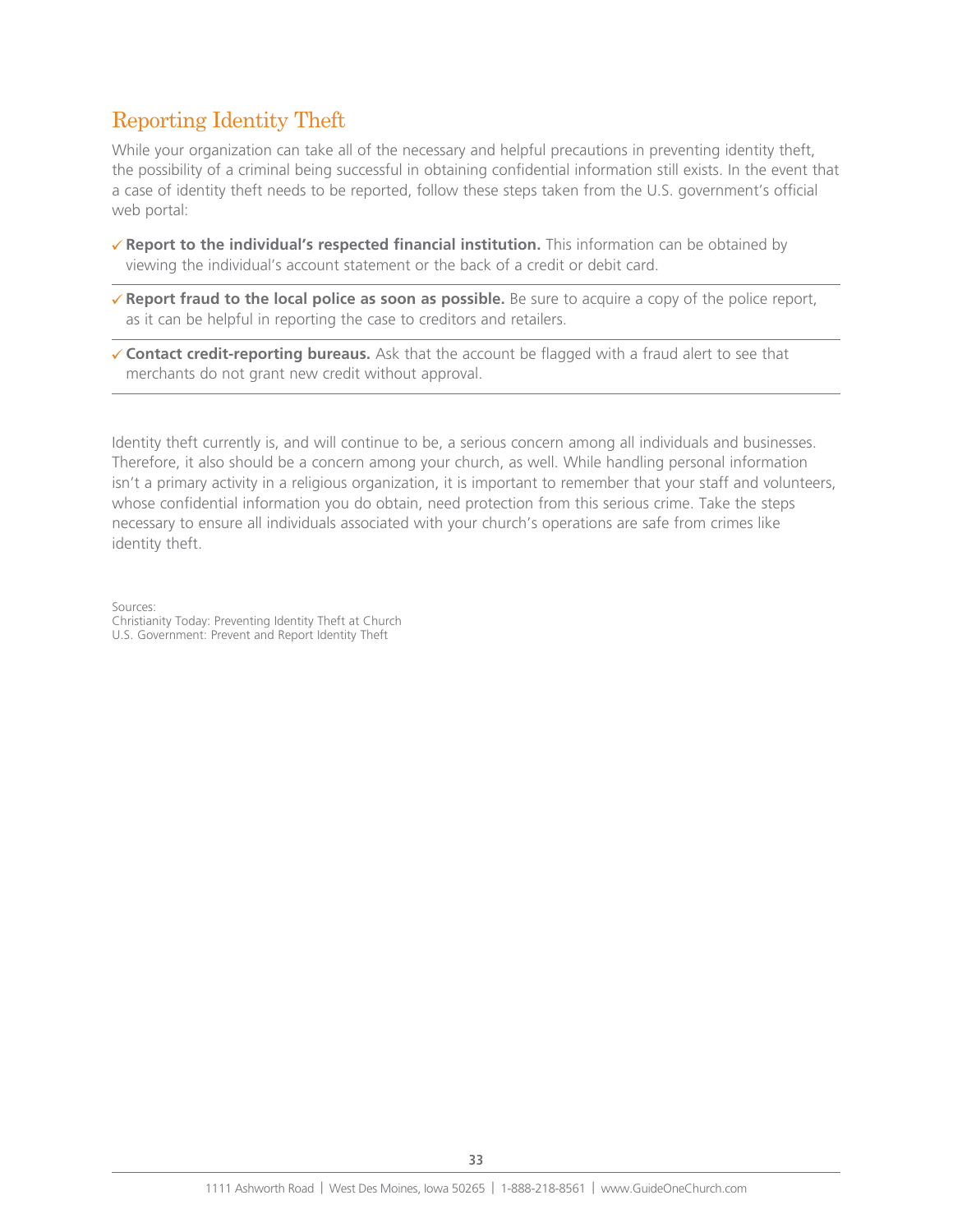## Reporting Identity Theft

While your organization can take all of the necessary and helpful precautions in preventing identity theft, the possibility of a criminal being successful in obtaining confidential information still exists. In the event that a case of identity theft needs to be reported, follow these steps taken from the U.S. government's official web portal:

- ✓ **Report to the individual's respected financial institution.** This information can be obtained by viewing the individual's account statement or the back of a credit or debit card.
- ✓ **Report fraud to the local police as soon as possible.** Be sure to acquire a copy of the police report, as it can be helpful in reporting the case to creditors and retailers.
- ✓ **Contact credit-reporting bureaus.** Ask that the account be flagged with a fraud alert to see that merchants do not grant new credit without approval.

Identity theft currently is, and will continue to be, a serious concern among all individuals and businesses. Therefore, it also should be a concern among your church, as well. While handling personal information isn't a primary activity in a religious organization, it is important to remember that your staff and volunteers, whose confidential information you do obtain, need protection from this serious crime. Take the steps necessary to ensure all individuals associated with your church's operations are safe from crimes like identity theft.

Sources:
Christianity Today: Preventing Identity Theft at Church
U.S. Government: Prevent and Report Identity Theft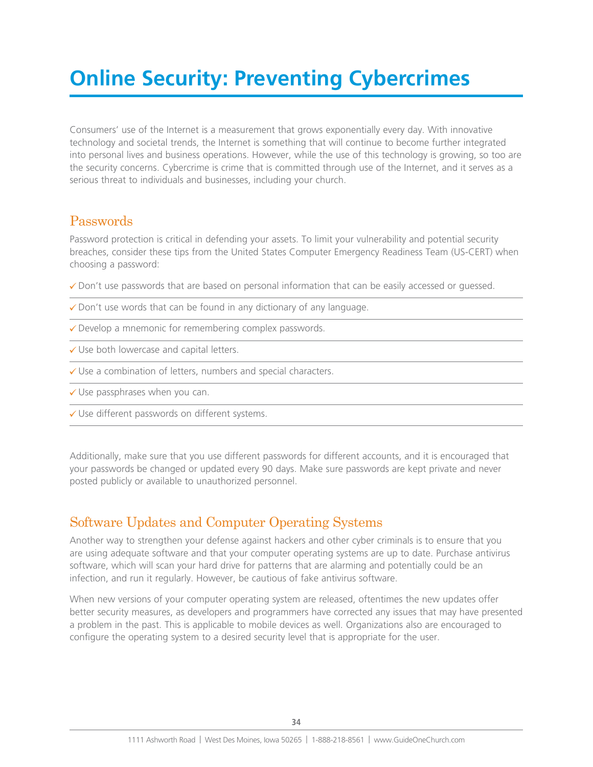# Online Security: Preventing Cybercrimes

Consumers' use of the Internet is a measurement that grows exponentially every day. With innovative technology and societal trends, the Internet is something that will continue to become further integrated into personal lives and business operations. However, while the use of this technology is growing, so too are the security concerns. Cybercrime is crime that is committed through use of the Internet, and it serves as a serious threat to individuals and businesses, including your church.

## Passwords

Password protection is critical in defending your assets. To limit your vulnerability and potential security breaches, consider these tips from the United States Computer Emergency Readiness Team (US-CERT) when choosing a password:

- ✓ Don't use passwords that are based on personal information that can be easily accessed or guessed.
- ✓ Don't use words that can be found in any dictionary of any language.
- ✓ Develop a mnemonic for remembering complex passwords.
- ✓ Use both lowercase and capital letters.
- ✓ Use a combination of letters, numbers and special characters.
- ✓ Use passphrases when you can.
- ✓ Use different passwords on different systems.

Additionally, make sure that you use different passwords for different accounts, and it is encouraged that your passwords be changed or updated every 90 days. Make sure passwords are kept private and never posted publicly or available to unauthorized personnel.

## Software Updates and Computer Operating Systems

Another way to strengthen your defense against hackers and other cyber criminals is to ensure that you are using adequate software and that your computer operating systems are up to date. Purchase antivirus software, which will scan your hard drive for patterns that are alarming and potentially could be an infection, and run it regularly. However, be cautious of fake antivirus software.

When new versions of your computer operating system are released, oftentimes the new updates offer better security measures, as developers and programmers have corrected any issues that may have presented a problem in the past. This is applicable to mobile devices as well. Organizations also are encouraged to configure the operating system to a desired security level that is appropriate for the user.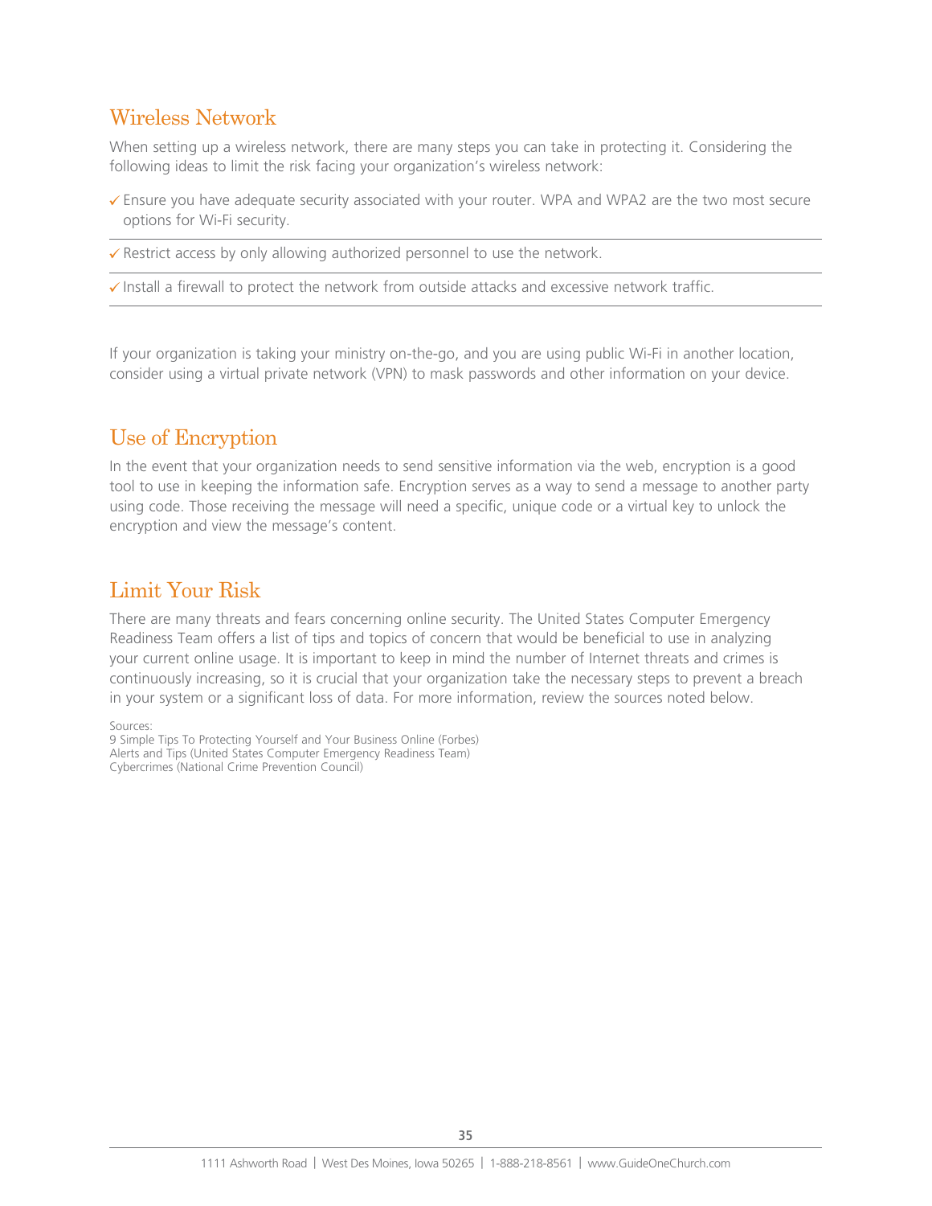## Wireless Network

When setting up a wireless network, there are many steps you can take in protecting it. Considering the following ideas to limit the risk facing your organization's wireless network:

- ✓ Ensure you have adequate security associated with your router. WPA and WPA2 are the two most secure options for Wi-Fi security.
- ✓ Restrict access by only allowing authorized personnel to use the network.
- ✓ Install a firewall to protect the network from outside attacks and excessive network traffic.

If your organization is taking your ministry on-the-go, and you are using public Wi-Fi in another location, consider using a virtual private network (VPN) to mask passwords and other information on your device.

## Use of Encryption

In the event that your organization needs to send sensitive information via the web, encryption is a good tool to use in keeping the information safe. Encryption serves as a way to send a message to another party using code. Those receiving the message will need a specific, unique code or a virtual key to unlock the encryption and view the message's content.

## Limit Your Risk

There are many threats and fears concerning online security. The United States Computer Emergency Readiness Team offers a list of tips and topics of concern that would be beneficial to use in analyzing your current online usage. It is important to keep in mind the number of Internet threats and crimes is continuously increasing, so it is crucial that your organization take the necessary steps to prevent a breach in your system or a significant loss of data. For more information, review the sources noted below.

Sources:
9 Simple Tips To Protecting Yourself and Your Business Online (Forbes)
Alerts and Tips (United States Computer Emergency Readiness Team)
Cybercrimes (National Crime Prevention Council)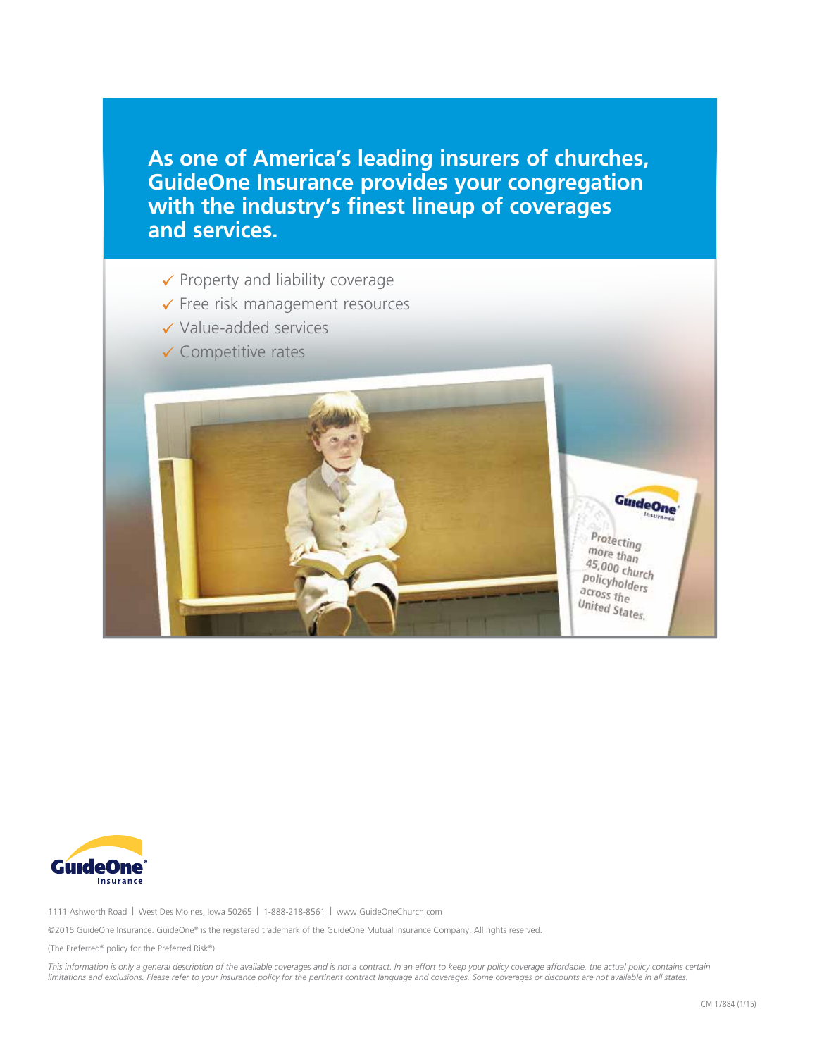**As one of America's leading insurers of churches, GuideOne Insurance provides your congregation with the industry's finest lineup of coverages and services.**

- ✓ Property and liability coverage
- ✓ Free risk management resources
- ✓ Value-added services
- ✓ Competitive rates

GuideOne Insurance

Protecting more than 45,000 church policyholders across the United States.

GuideOne® Insurance

1111 Ashworth Road | West Des Moines, Iowa 50265 | 1-888-218-8561 | www.GuideOneChurch.com

©2015 GuideOne Insurance. GuideOne® is the registered trademark of the GuideOne Mutual Insurance Company. All rights reserved.

(The Preferred® policy for the Preferred Risk®)

*This information is only a general description of the available coverages and is not a contract. In an effort to keep your policy coverage affordable, the actual policy contains certain limitations and exclusions. Please refer to your insurance policy for the pertinent contract language and coverages. Some coverages or discounts are not available in all states.*

CM 17884 (1/15)